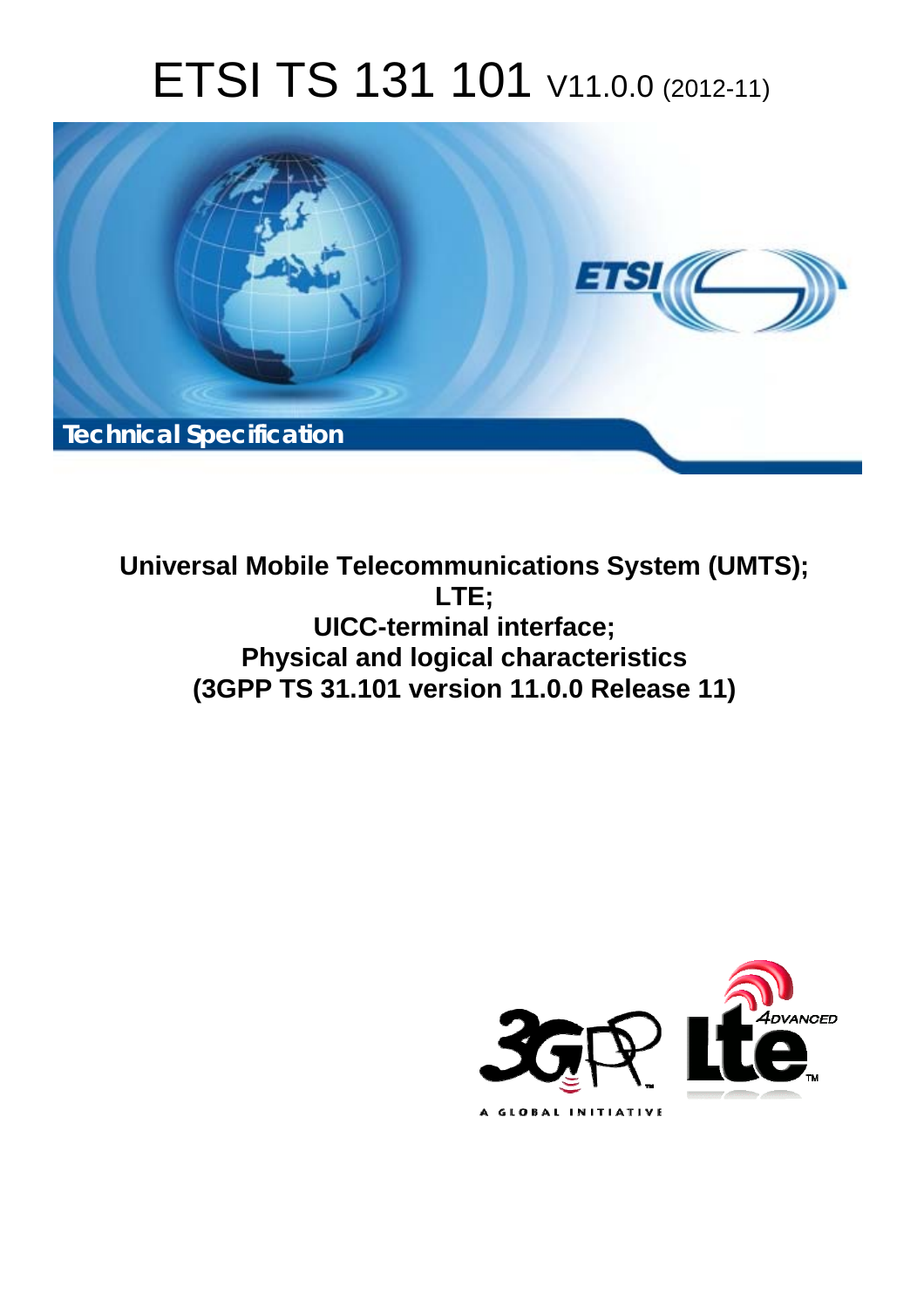# ETSI TS 131 101 V11.0.0 (2012-11)

**Technical Specification**

**Universal Mobile Telecommunications System (UMTS); LTE; UICC-terminal interface; Physical and logical characteristics (3GPP TS 31.101 version 11.0.0 Release 11)**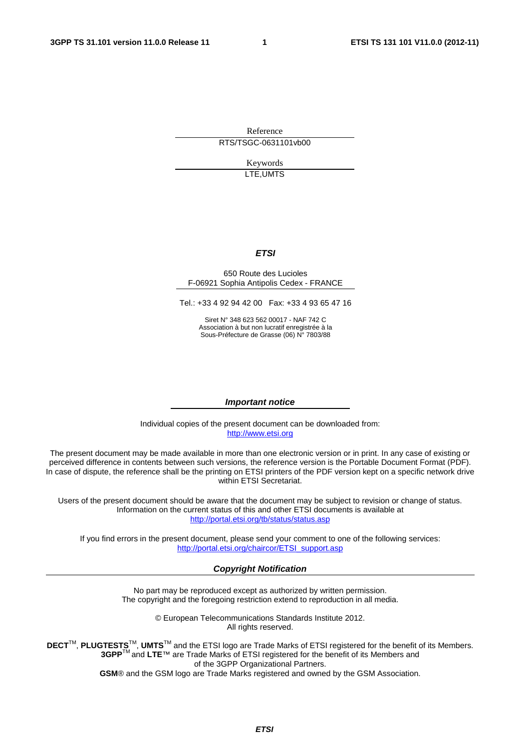Reference

RTS/TSGC-0631101vb00

Keywords

LTE,UMTS

***ETSI***

650 Route des Lucioles
F-06921 Sophia Antipolis Cedex - FRANCE

Tel.: +33 4 92 94 42 00 Fax: +33 4 93 65 47 16

Siret N° 348 623 562 00017 - NAF 742 C
Association à but non lucratif enregistrée à la
Sous-Préfecture de Grasse (06) N° 7803/88

***Important notice***

Individual copies of the present document can be downloaded from:
http://www.etsi.org

The present document may be made available in more than one electronic version or in print. In any case of existing or perceived difference in contents between such versions, the reference version is the Portable Document Format (PDF). In case of dispute, the reference shall be the printing on ETSI printers of the PDF version kept on a specific network drive within ETSI Secretariat.

Users of the present document should be aware that the document may be subject to revision or change of status. Information on the current status of this and other ETSI documents is available at
http://portal.etsi.org/tb/status/status.asp

If you find errors in the present document, please send your comment to one of the following services:
http://portal.etsi.org/chaircor/ETSI_support.asp

***Copyright Notification***

No part may be reproduced except as authorized by written permission.
The copyright and the foregoing restriction extend to reproduction in all media.

© European Telecommunications Standards Institute 2012.
All rights reserved.

**DECT**™, **PLUGTESTS**™, **UMTS**™ and the ETSI logo are Trade Marks of ETSI registered for the benefit of its Members.
**3GPP**™ and **LTE**™ are Trade Marks of ETSI registered for the benefit of its Members and of the 3GPP Organizational Partners.
**GSM**® and the GSM logo are Trade Marks registered and owned by the GSM Association.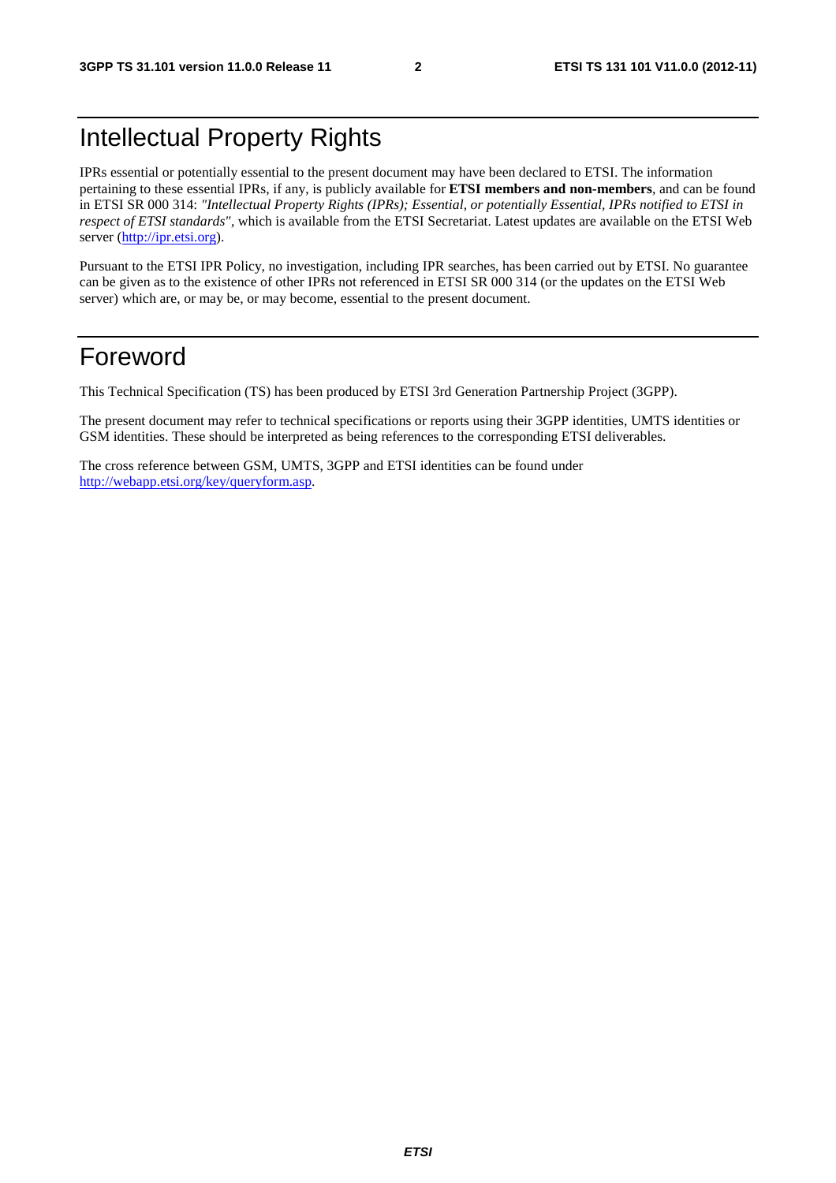# Intellectual Property Rights

IPRs essential or potentially essential to the present document may have been declared to ETSI. The information pertaining to these essential IPRs, if any, is publicly available for **ETSI members and non-members**, and can be found in ETSI SR 000 314: *"Intellectual Property Rights (IPRs); Essential, or potentially Essential, IPRs notified to ETSI in respect of ETSI standards"*, which is available from the ETSI Secretariat. Latest updates are available on the ETSI Web server (http://ipr.etsi.org).

Pursuant to the ETSI IPR Policy, no investigation, including IPR searches, has been carried out by ETSI. No guarantee can be given as to the existence of other IPRs not referenced in ETSI SR 000 314 (or the updates on the ETSI Web server) which are, or may be, or may become, essential to the present document.

# Foreword

This Technical Specification (TS) has been produced by ETSI 3rd Generation Partnership Project (3GPP).

The present document may refer to technical specifications or reports using their 3GPP identities, UMTS identities or GSM identities. These should be interpreted as being references to the corresponding ETSI deliverables.

The cross reference between GSM, UMTS, 3GPP and ETSI identities can be found under http://webapp.etsi.org/key/queryform.asp.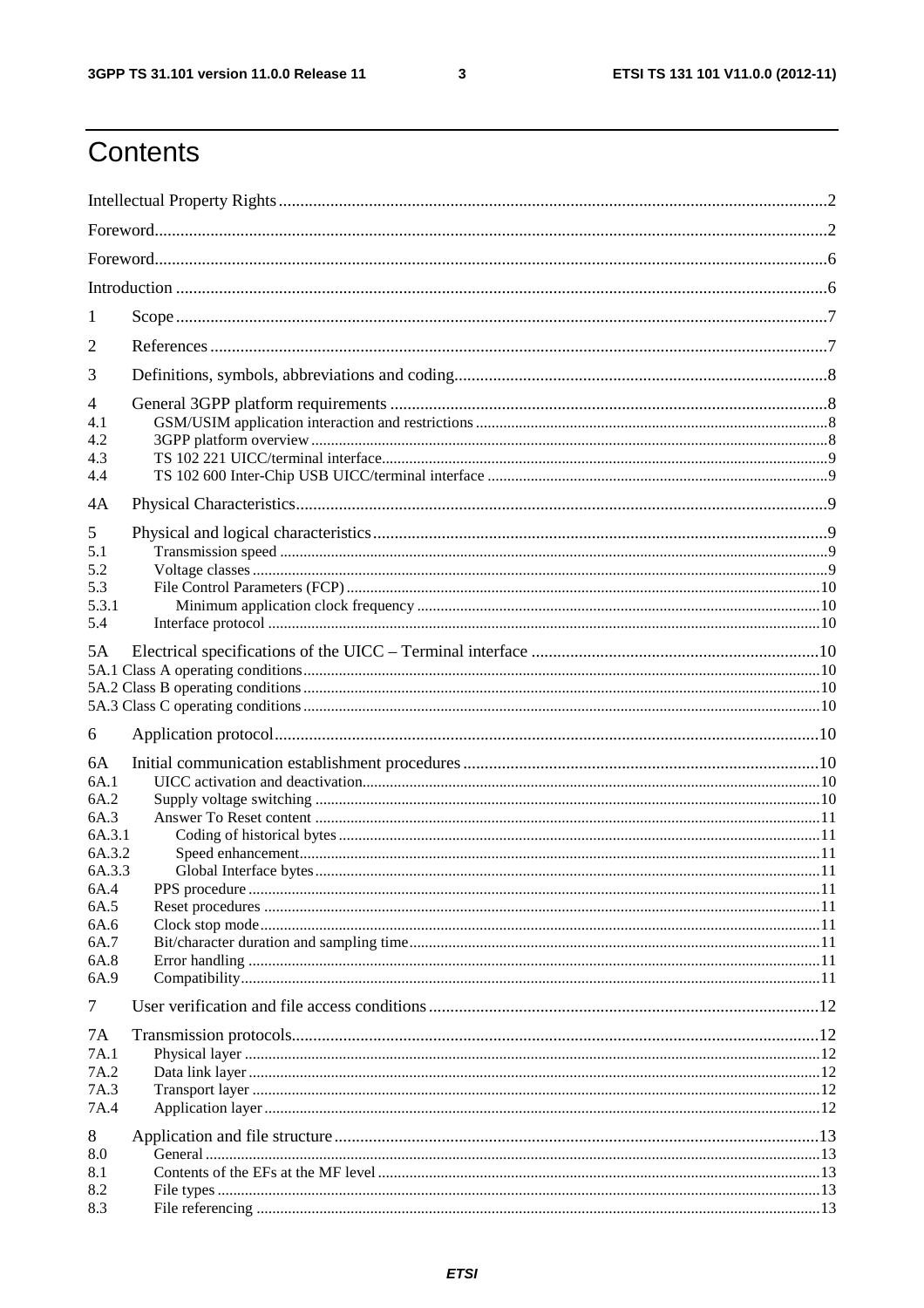# Contents

Intellectual Property Rights ... 2

Foreword ... 2

Foreword ... 6

Introduction ... 6

1 Scope ... 7

2 References ... 7

3 Definitions, symbols, abbreviations and coding ... 8

4 General 3GPP platform requirements ... 8
- 4.1 GSM/USIM application interaction and restrictions ... 8
- 4.2 3GPP platform overview ... 8
- 4.3 TS 102 221 UICC/terminal interface ... 9
- 4.4 TS 102 600 Inter-Chip USB UICC/terminal interface ... 9

4A Physical Characteristics ... 9

5 Physical and logical characteristics ... 9
- 5.1 Transmission speed ... 9
- 5.2 Voltage classes ... 9
- 5.3 File Control Parameters (FCP) ... 10
- 5.3.1 Minimum application clock frequency ... 10
- 5.4 Interface protocol ... 10

5A Electrical specifications of the UICC – Terminal interface ... 10
- 5A.1 Class A operating conditions ... 10
- 5A.2 Class B operating conditions ... 10
- 5A.3 Class C operating conditions ... 10

6 Application protocol ... 10

6A Initial communication establishment procedures ... 10
- 6A.1 UICC activation and deactivation ... 10
- 6A.2 Supply voltage switching ... 10
- 6A.3 Answer To Reset content ... 11
- 6A.3.1 Coding of historical bytes ... 11
- 6A.3.2 Speed enhancement ... 11
- 6A.3.3 Global Interface bytes ... 11
- 6A.4 PPS procedure ... 11
- 6A.5 Reset procedures ... 11
- 6A.6 Clock stop mode ... 11
- 6A.7 Bit/character duration and sampling time ... 11
- 6A.8 Error handling ... 11
- 6A.9 Compatibility ... 11

7 User verification and file access conditions ... 12

7A Transmission protocols ... 12
- 7A.1 Physical layer ... 12
- 7A.2 Data link layer ... 12
- 7A.3 Transport layer ... 12
- 7A.4 Application layer ... 12

8 Application and file structure ... 13
- 8.0 General ... 13
- 8.1 Contents of the EFs at the MF level ... 13
- 8.2 File types ... 13
- 8.3 File referencing ... 13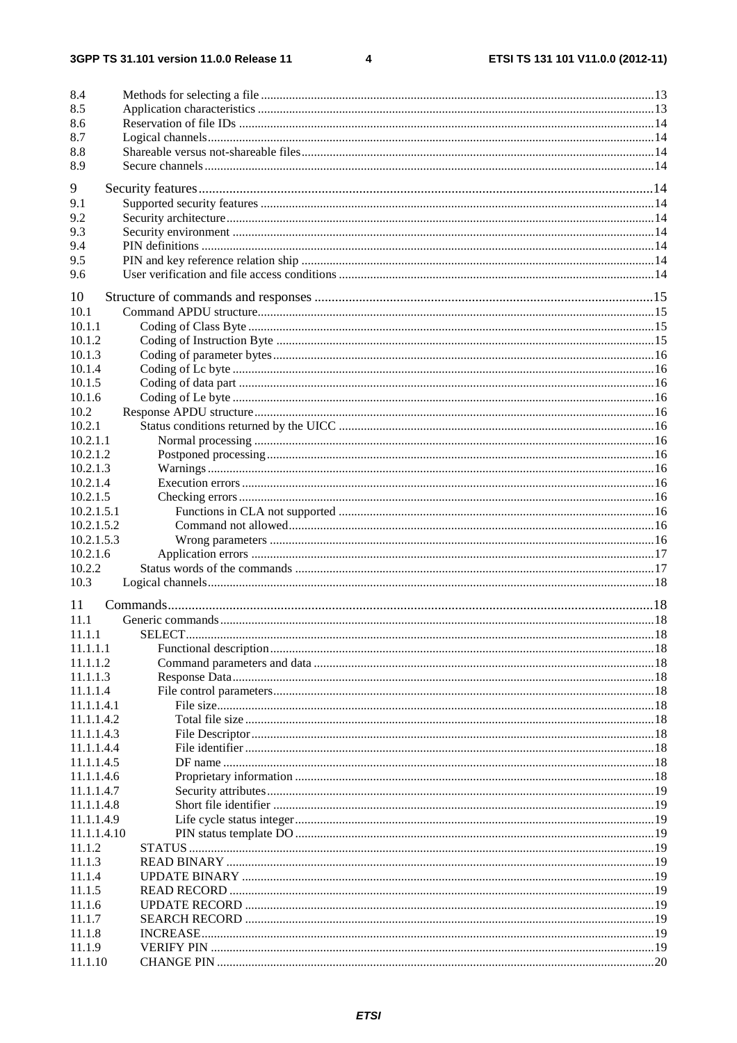8.4 Methods for selecting a file ........................................................................................................................13
8.5 Application characteristics ..........................................................................................................................13
8.6 Reservation of file IDs ................................................................................................................................14
8.7 Logical channels..........................................................................................................................................14
8.8 Shareable versus not-shareable files.............................................................................................................14
8.9 Secure channels ...........................................................................................................................................14

9 Security features ...............................................................................................................................14
9.1 Supported security features .........................................................................................................................14
9.2 Security architecture.....................................................................................................................................14
9.3 Security environment ..................................................................................................................................14
9.4 PIN definitions ............................................................................................................................................14
9.5 PIN and key reference relation ship ............................................................................................................14
9.6 User verification and file access conditions ................................................................................................14

10 Structure of commands and responses ..............................................................................................15
10.1 Command APDU structure...........................................................................................................................15
10.1.1 Coding of Class Byte .............................................................................................................................15
10.1.2 Coding of Instruction Byte .....................................................................................................................15
10.1.3 Coding of parameter bytes......................................................................................................................16
10.1.4 Coding of Lc byte ..................................................................................................................................16
10.1.5 Coding of data part ................................................................................................................................16
10.1.6 Coding of Le byte ..................................................................................................................................16
10.2 Response APDU structure............................................................................................................................16
10.2.1 Status conditions returned by the UICC .................................................................................................16
10.2.1.1 Normal processing ............................................................................................................................16
10.2.1.2 Postponed processing........................................................................................................................16
10.2.1.3 Warnings ..........................................................................................................................................16
10.2.1.4 Execution errors ...............................................................................................................................16
10.2.1.5 Checking errors ................................................................................................................................16
10.2.1.5.1 Functions in CLA not supported .................................................................................................16
10.2.1.5.2 Command not allowed.................................................................................................................16
10.2.1.5.3 Wrong parameters .......................................................................................................................16
10.2.1.6 Application errors ............................................................................................................................17
10.2.2 Status words of the commands ..............................................................................................................17
10.3 Logical channels..........................................................................................................................................18

11 Commands.........................................................................................................................................18
11.1 Generic commands ......................................................................................................................................18
11.1.1 SELECT.................................................................................................................................................18
11.1.1.1 Functional description.......................................................................................................................18
11.1.1.2 Command parameters and data ..........................................................................................................18
11.1.1.3 Response Data...................................................................................................................................18
11.1.1.4 File control parameters......................................................................................................................18
11.1.1.4.1 File size........................................................................................................................................18
11.1.1.4.2 Total file size ...............................................................................................................................18
11.1.1.4.3 File Descriptor.............................................................................................................................18
11.1.1.4.4 File identifier ...............................................................................................................................18
11.1.1.4.5 DF name .....................................................................................................................................18
11.1.1.4.6 Proprietary information ...............................................................................................................18
11.1.1.4.7 Security attributes........................................................................................................................19
11.1.1.4.8 Short file identifier ......................................................................................................................19
11.1.1.4.9 Life cycle status integer...............................................................................................................19
11.1.1.4.10 PIN status template DO ...............................................................................................................19
11.1.2 STATUS ................................................................................................................................................19
11.1.3 READ BINARY .....................................................................................................................................19
11.1.4 UPDATE BINARY ................................................................................................................................19
11.1.5 READ RECORD ....................................................................................................................................19
11.1.6 UPDATE RECORD ...............................................................................................................................19
11.1.7 SEARCH RECORD ...............................................................................................................................19
11.1.8 INCREASE.............................................................................................................................................19
11.1.9 VERIFY PIN ..........................................................................................................................................19
11.1.10 CHANGE PIN ........................................................................................................................................20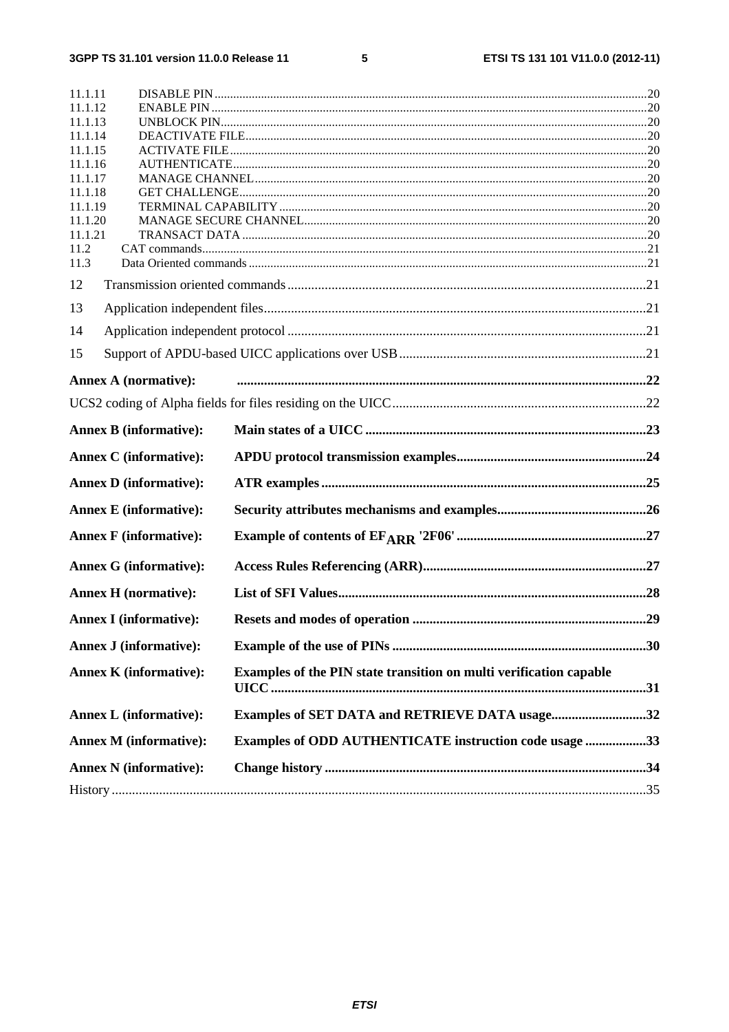11.1.11 DISABLE PIN ........ 20
11.1.12 ENABLE PIN ........ 20
11.1.13 UNBLOCK PIN ........ 20
11.1.14 DEACTIVATE FILE ........ 20
11.1.15 ACTIVATE FILE ........ 20
11.1.16 AUTHENTICATE ........ 20
11.1.17 MANAGE CHANNEL ........ 20
11.1.18 GET CHALLENGE ........ 20
11.1.19 TERMINAL CAPABILITY ........ 20
11.1.20 MANAGE SECURE CHANNEL ........ 20
11.1.21 TRANSACT DATA ........ 20
11.2 CAT commands ........ 21
11.3 Data Oriented commands ........ 21

12 Transmission oriented commands ........ 21

13 Application independent files ........ 21

14 Application independent protocol ........ 21

15 Support of APDU-based UICC applications over USB ........ 21

**Annex A (normative):** ........ **22**

UCS2 coding of Alpha fields for files residing on the UICC ........ 22

**Annex B (informative): Main states of a UICC ........ 23**

**Annex C (informative): APDU protocol transmission examples ........ 24**

**Annex D (informative): ATR examples ........ 25**

**Annex E (informative): Security attributes mechanisms and examples ........ 26**

**Annex F (informative): Example of contents of $EF_{ARR}$ '2F06' ........ 27**

**Annex G (informative): Access Rules Referencing (ARR) ........ 27**

**Annex H (normative): List of SFI Values ........ 28**

**Annex I (informative): Resets and modes of operation ........ 29**

**Annex J (informative): Example of the use of PINs ........ 30**

**Annex K (informative): Examples of the PIN state transition on multi verification capable UICC ........ 31**

**Annex L (informative): Examples of SET DATA and RETRIEVE DATA usage ........ 32**

**Annex M (informative): Examples of ODD AUTHENTICATE instruction code usage ........ 33**

**Annex N (informative): Change history ........ 34**

History ........ 35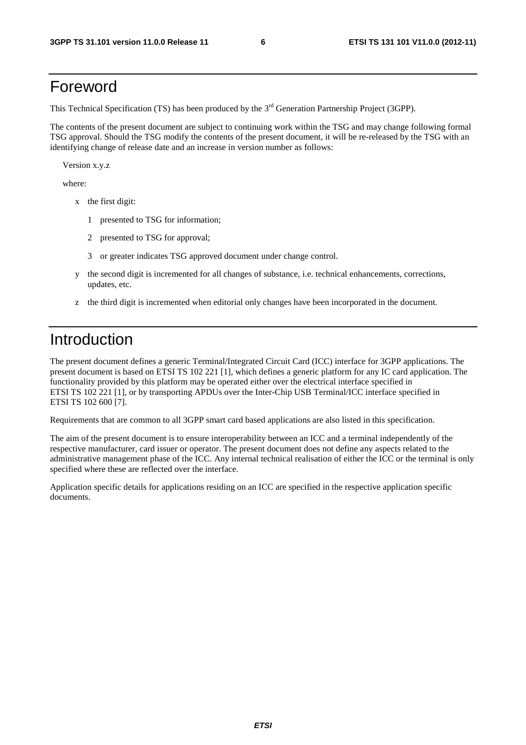# Foreword

This Technical Specification (TS) has been produced by the 3rd Generation Partnership Project (3GPP).

The contents of the present document are subject to continuing work within the TSG and may change following formal TSG approval. Should the TSG modify the contents of the present document, it will be re-released by the TSG with an identifying change of release date and an increase in version number as follows:

Version x.y.z

where:

- x the first digit:
  - 1 presented to TSG for information;
  - 2 presented to TSG for approval;
  - 3 or greater indicates TSG approved document under change control.
- y the second digit is incremented for all changes of substance, i.e. technical enhancements, corrections, updates, etc.
- z the third digit is incremented when editorial only changes have been incorporated in the document.

# Introduction

The present document defines a generic Terminal/Integrated Circuit Card (ICC) interface for 3GPP applications. The present document is based on ETSI TS 102 221 [1], which defines a generic platform for any IC card application. The functionality provided by this platform may be operated either over the electrical interface specified in ETSI TS 102 221 [1], or by transporting APDUs over the Inter-Chip USB Terminal/ICC interface specified in ETSI TS 102 600 [7].

Requirements that are common to all 3GPP smart card based applications are also listed in this specification.

The aim of the present document is to ensure interoperability between an ICC and a terminal independently of the respective manufacturer, card issuer or operator. The present document does not define any aspects related to the administrative management phase of the ICC. Any internal technical realisation of either the ICC or the terminal is only specified where these are reflected over the interface.

Application specific details for applications residing on an ICC are specified in the respective application specific documents.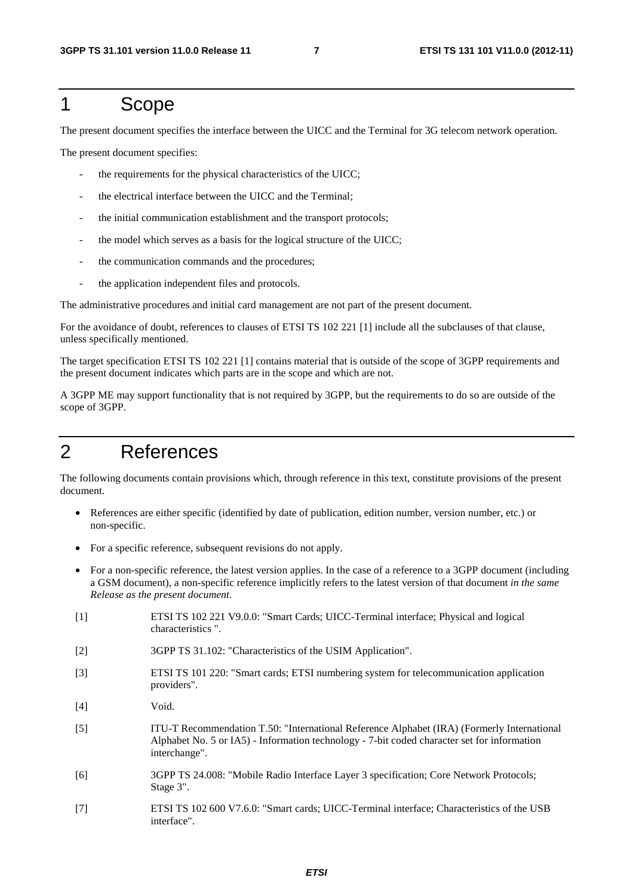# 1 Scope

The present document specifies the interface between the UICC and the Terminal for 3G telecom network operation.

The present document specifies:

- the requirements for the physical characteristics of the UICC;
- the electrical interface between the UICC and the Terminal;
- the initial communication establishment and the transport protocols;
- the model which serves as a basis for the logical structure of the UICC;
- the communication commands and the procedures;
- the application independent files and protocols.

The administrative procedures and initial card management are not part of the present document.

For the avoidance of doubt, references to clauses of ETSI TS 102 221 [1] include all the subclauses of that clause, unless specifically mentioned.

The target specification ETSI TS 102 221 [1] contains material that is outside of the scope of 3GPP requirements and the present document indicates which parts are in the scope and which are not.

A 3GPP ME may support functionality that is not required by 3GPP, but the requirements to do so are outside of the scope of 3GPP.

# 2 References

The following documents contain provisions which, through reference in this text, constitute provisions of the present document.

- References are either specific (identified by date of publication, edition number, version number, etc.) or non-specific.
- For a specific reference, subsequent revisions do not apply.
- For a non-specific reference, the latest version applies. In the case of a reference to a 3GPP document (including a GSM document), a non-specific reference implicitly refers to the latest version of that document *in the same Release as the present document*.

[1] ETSI TS 102 221 V9.0.0: "Smart Cards; UICC-Terminal interface; Physical and logical characteristics ".

[2] 3GPP TS 31.102: "Characteristics of the USIM Application".

[3] ETSI TS 101 220: "Smart cards; ETSI numbering system for telecommunication application providers".

[4] Void.

[5] ITU-T Recommendation T.50: "International Reference Alphabet (IRA) (Formerly International Alphabet No. 5 or IA5) - Information technology - 7-bit coded character set for information interchange".

[6] 3GPP TS 24.008: "Mobile Radio Interface Layer 3 specification; Core Network Protocols; Stage 3".

[7] ETSI TS 102 600 V7.6.0: "Smart cards; UICC-Terminal interface; Characteristics of the USB interface".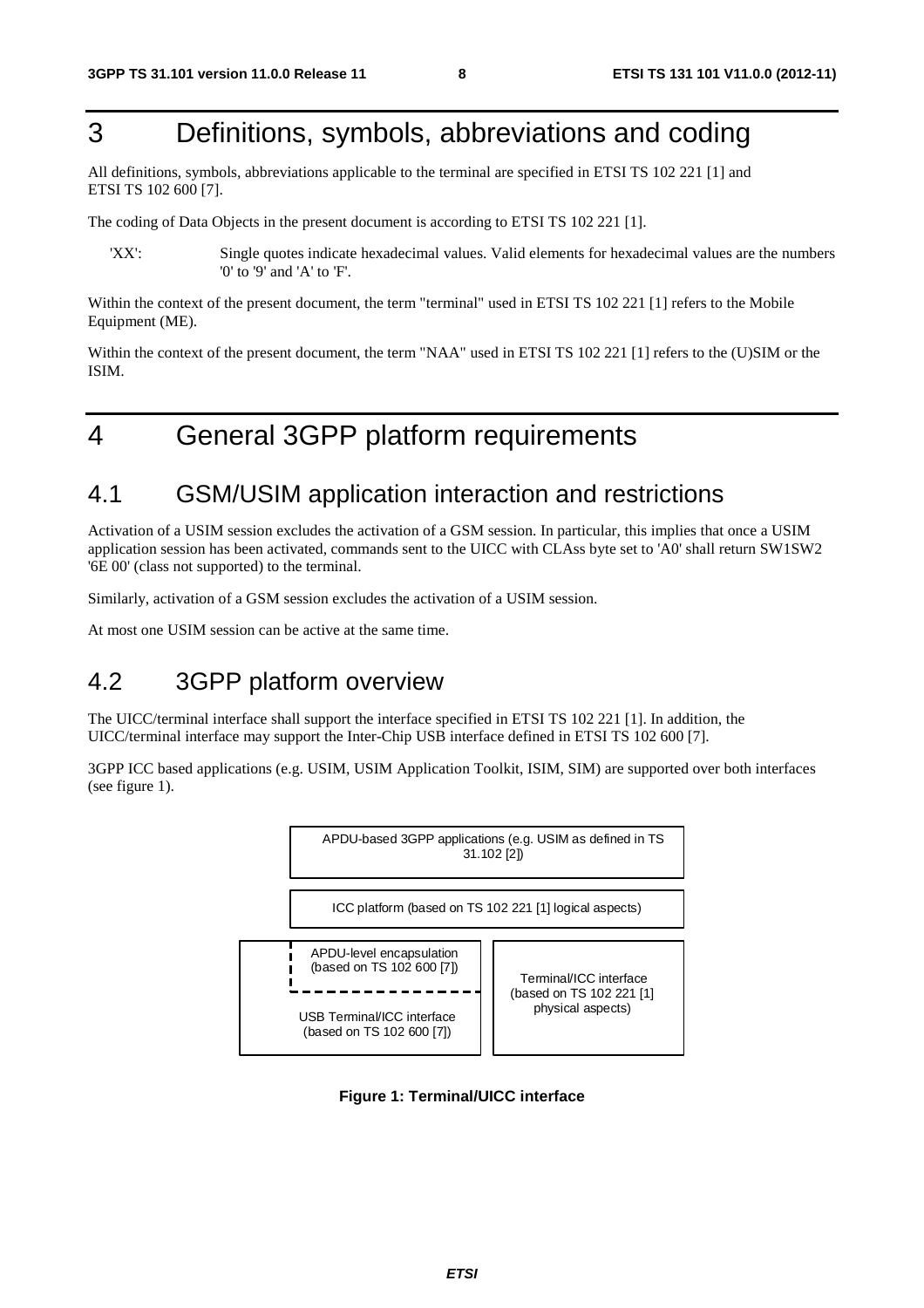# 3 Definitions, symbols, abbreviations and coding

All definitions, symbols, abbreviations applicable to the terminal are specified in ETSI TS 102 221 [1] and ETSI TS 102 600 [7].

The coding of Data Objects in the present document is according to ETSI TS 102 221 [1].

'XX': Single quotes indicate hexadecimal values. Valid elements for hexadecimal values are the numbers '0' to '9' and 'A' to 'F'.

Within the context of the present document, the term "terminal" used in ETSI TS 102 221 [1] refers to the Mobile Equipment (ME).

Within the context of the present document, the term "NAA" used in ETSI TS 102 221 [1] refers to the (U)SIM or the ISIM.

# 4 General 3GPP platform requirements

## 4.1 GSM/USIM application interaction and restrictions

Activation of a USIM session excludes the activation of a GSM session. In particular, this implies that once a USIM application session has been activated, commands sent to the UICC with CLAss byte set to 'A0' shall return SW1SW2 '6E 00' (class not supported) to the terminal.

Similarly, activation of a GSM session excludes the activation of a USIM session.

At most one USIM session can be active at the same time.

## 4.2 3GPP platform overview

The UICC/terminal interface shall support the interface specified in ETSI TS 102 221 [1]. In addition, the UICC/terminal interface may support the Inter-Chip USB interface defined in ETSI TS 102 600 [7].

3GPP ICC based applications (e.g. USIM, USIM Application Toolkit, ISIM, SIM) are supported over both interfaces (see figure 1).

APDU-based 3GPP applications (e.g. USIM as defined in TS 31.102 [2])

ICC platform (based on TS 102 221 [1] logical aspects)

APDU-level encapsulation (based on TS 102 600 [7])

USB Terminal/ICC interface (based on TS 102 600 [7])

Terminal/ICC interface (based on TS 102 221 [1] physical aspects)

**Figure 1: Terminal/UICC interface**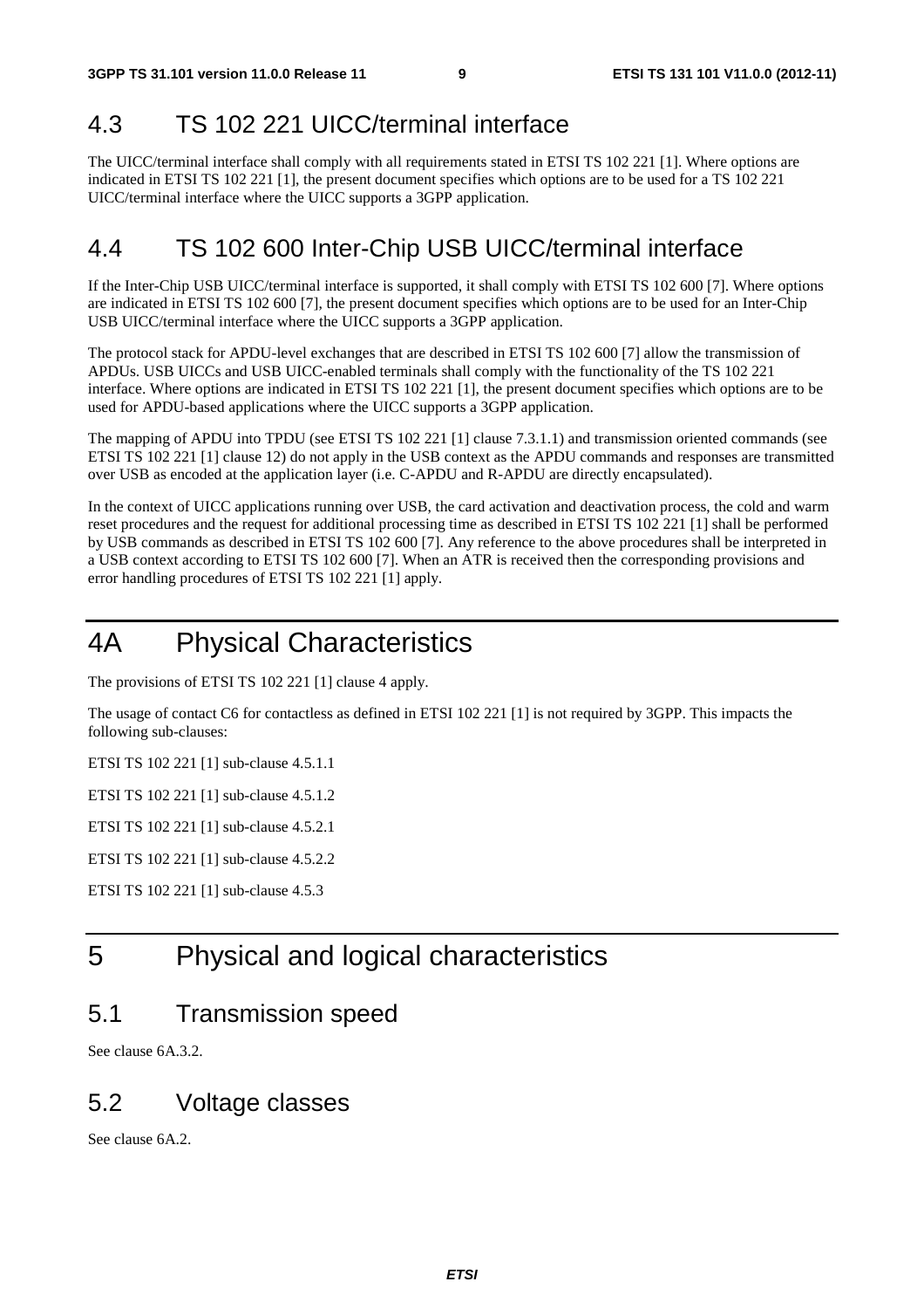## 4.3 TS 102 221 UICC/terminal interface

The UICC/terminal interface shall comply with all requirements stated in ETSI TS 102 221 [1]. Where options are indicated in ETSI TS 102 221 [1], the present document specifies which options are to be used for a TS 102 221 UICC/terminal interface where the UICC supports a 3GPP application.

## 4.4 TS 102 600 Inter-Chip USB UICC/terminal interface

If the Inter-Chip USB UICC/terminal interface is supported, it shall comply with ETSI TS 102 600 [7]. Where options are indicated in ETSI TS 102 600 [7], the present document specifies which options are to be used for an Inter-Chip USB UICC/terminal interface where the UICC supports a 3GPP application.

The protocol stack for APDU-level exchanges that are described in ETSI TS 102 600 [7] allow the transmission of APDUs. USB UICCs and USB UICC-enabled terminals shall comply with the functionality of the TS 102 221 interface. Where options are indicated in ETSI TS 102 221 [1], the present document specifies which options are to be used for APDU-based applications where the UICC supports a 3GPP application.

The mapping of APDU into TPDU (see ETSI TS 102 221 [1] clause 7.3.1.1) and transmission oriented commands (see ETSI TS 102 221 [1] clause 12) do not apply in the USB context as the APDU commands and responses are transmitted over USB as encoded at the application layer (i.e. C-APDU and R-APDU are directly encapsulated).

In the context of UICC applications running over USB, the card activation and deactivation process, the cold and warm reset procedures and the request for additional processing time as described in ETSI TS 102 221 [1] shall be performed by USB commands as described in ETSI TS 102 600 [7]. Any reference to the above procedures shall be interpreted in a USB context according to ETSI TS 102 600 [7]. When an ATR is received then the corresponding provisions and error handling procedures of ETSI TS 102 221 [1] apply.

# 4A Physical Characteristics

The provisions of ETSI TS 102 221 [1] clause 4 apply.

The usage of contact C6 for contactless as defined in ETSI 102 221 [1] is not required by 3GPP. This impacts the following sub-clauses:

ETSI TS 102 221 [1] sub-clause 4.5.1.1

ETSI TS 102 221 [1] sub-clause 4.5.1.2

ETSI TS 102 221 [1] sub-clause 4.5.2.1

ETSI TS 102 221 [1] sub-clause 4.5.2.2

ETSI TS 102 221 [1] sub-clause 4.5.3

# 5 Physical and logical characteristics

## 5.1 Transmission speed

See clause 6A.3.2.

## 5.2 Voltage classes

See clause 6A.2.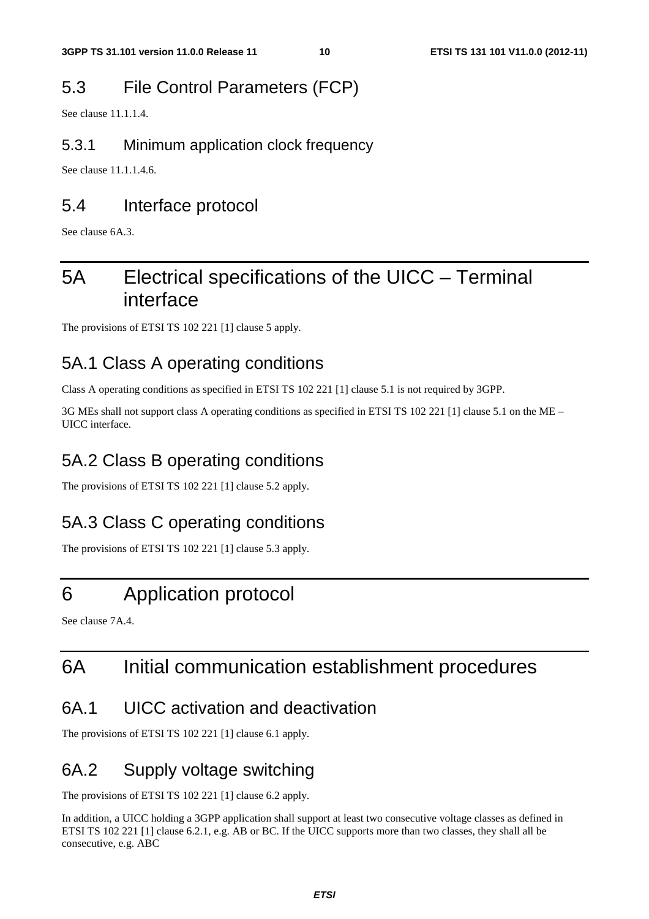## 5.3 File Control Parameters (FCP)

See clause 11.1.1.4.

### 5.3.1 Minimum application clock frequency

See clause 11.1.1.4.6.

## 5.4 Interface protocol

See clause 6A.3.

# 5A Electrical specifications of the UICC – Terminal interface

The provisions of ETSI TS 102 221 [1] clause 5 apply.

## 5A.1 Class A operating conditions

Class A operating conditions as specified in ETSI TS 102 221 [1] clause 5.1 is not required by 3GPP.

3G MEs shall not support class A operating conditions as specified in ETSI TS 102 221 [1] clause 5.1 on the ME – UICC interface.

## 5A.2 Class B operating conditions

The provisions of ETSI TS 102 221 [1] clause 5.2 apply.

## 5A.3 Class C operating conditions

The provisions of ETSI TS 102 221 [1] clause 5.3 apply.

# 6 Application protocol

See clause 7A.4.

# 6A Initial communication establishment procedures

## 6A.1 UICC activation and deactivation

The provisions of ETSI TS 102 221 [1] clause 6.1 apply.

## 6A.2 Supply voltage switching

The provisions of ETSI TS 102 221 [1] clause 6.2 apply.

In addition, a UICC holding a 3GPP application shall support at least two consecutive voltage classes as defined in ETSI TS 102 221 [1] clause 6.2.1, e.g. AB or BC. If the UICC supports more than two classes, they shall all be consecutive, e.g. ABC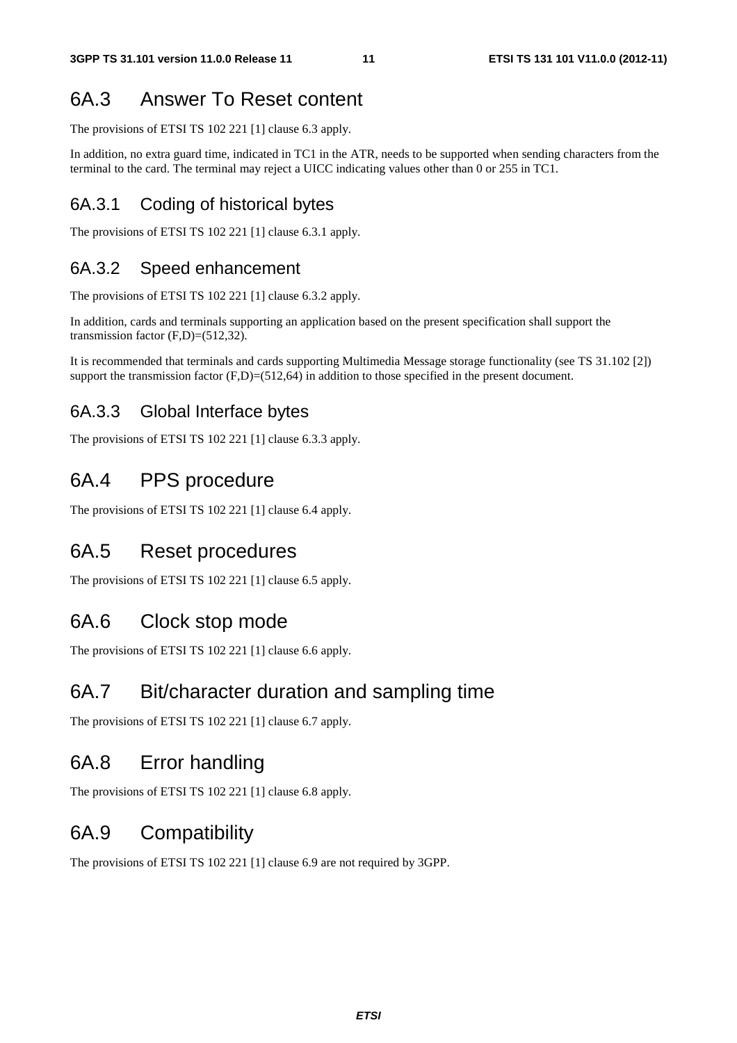## 6A.3 Answer To Reset content

The provisions of ETSI TS 102 221 [1] clause 6.3 apply.

In addition, no extra guard time, indicated in TC1 in the ATR, needs to be supported when sending characters from the terminal to the card. The terminal may reject a UICC indicating values other than 0 or 255 in TC1.

### 6A.3.1 Coding of historical bytes

The provisions of ETSI TS 102 221 [1] clause 6.3.1 apply.

### 6A.3.2 Speed enhancement

The provisions of ETSI TS 102 221 [1] clause 6.3.2 apply.

In addition, cards and terminals supporting an application based on the present specification shall support the transmission factor (F,D)=(512,32).

It is recommended that terminals and cards supporting Multimedia Message storage functionality (see TS 31.102 [2]) support the transmission factor (F,D)=(512,64) in addition to those specified in the present document.

### 6A.3.3 Global Interface bytes

The provisions of ETSI TS 102 221 [1] clause 6.3.3 apply.

## 6A.4 PPS procedure

The provisions of ETSI TS 102 221 [1] clause 6.4 apply.

## 6A.5 Reset procedures

The provisions of ETSI TS 102 221 [1] clause 6.5 apply.

## 6A.6 Clock stop mode

The provisions of ETSI TS 102 221 [1] clause 6.6 apply.

## 6A.7 Bit/character duration and sampling time

The provisions of ETSI TS 102 221 [1] clause 6.7 apply.

## 6A.8 Error handling

The provisions of ETSI TS 102 221 [1] clause 6.8 apply.

## 6A.9 Compatibility

The provisions of ETSI TS 102 221 [1] clause 6.9 are not required by 3GPP.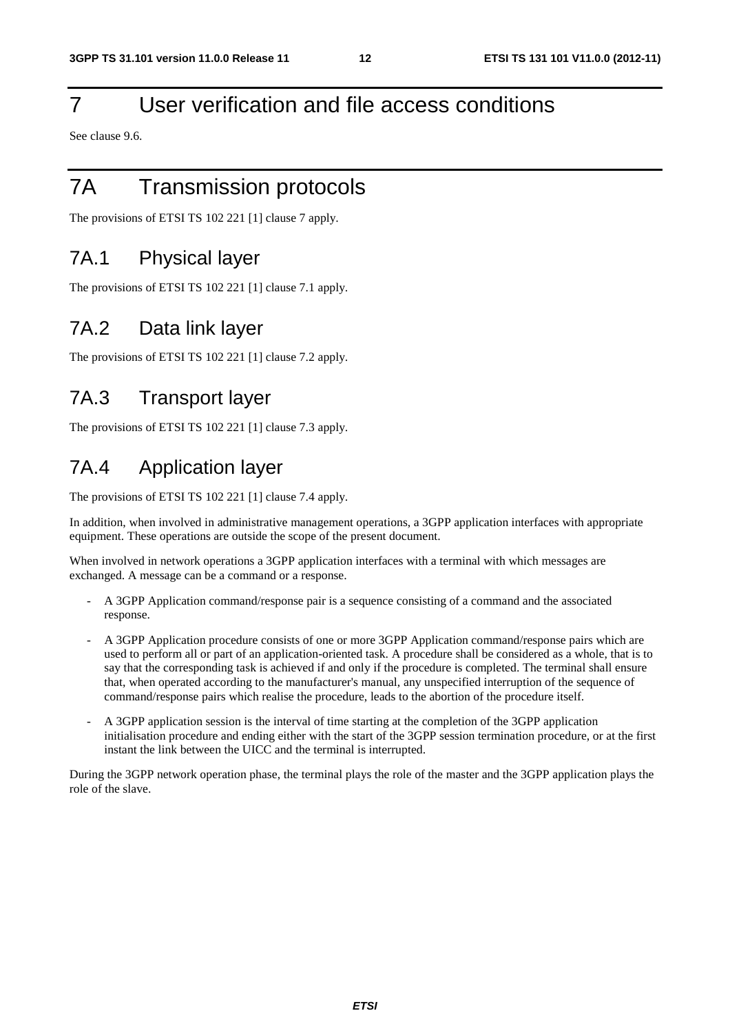# 7 User verification and file access conditions

See clause 9.6.

# 7A Transmission protocols

The provisions of ETSI TS 102 221 [1] clause 7 apply.

## 7A.1 Physical layer

The provisions of ETSI TS 102 221 [1] clause 7.1 apply.

## 7A.2 Data link layer

The provisions of ETSI TS 102 221 [1] clause 7.2 apply.

## 7A.3 Transport layer

The provisions of ETSI TS 102 221 [1] clause 7.3 apply.

## 7A.4 Application layer

The provisions of ETSI TS 102 221 [1] clause 7.4 apply.

In addition, when involved in administrative management operations, a 3GPP application interfaces with appropriate equipment. These operations are outside the scope of the present document.

When involved in network operations a 3GPP application interfaces with a terminal with which messages are exchanged. A message can be a command or a response.

- A 3GPP Application command/response pair is a sequence consisting of a command and the associated response.
- A 3GPP Application procedure consists of one or more 3GPP Application command/response pairs which are used to perform all or part of an application-oriented task. A procedure shall be considered as a whole, that is to say that the corresponding task is achieved if and only if the procedure is completed. The terminal shall ensure that, when operated according to the manufacturer's manual, any unspecified interruption of the sequence of command/response pairs which realise the procedure, leads to the abortion of the procedure itself.
- A 3GPP application session is the interval of time starting at the completion of the 3GPP application initialisation procedure and ending either with the start of the 3GPP session termination procedure, or at the first instant the link between the UICC and the terminal is interrupted.

During the 3GPP network operation phase, the terminal plays the role of the master and the 3GPP application plays the role of the slave.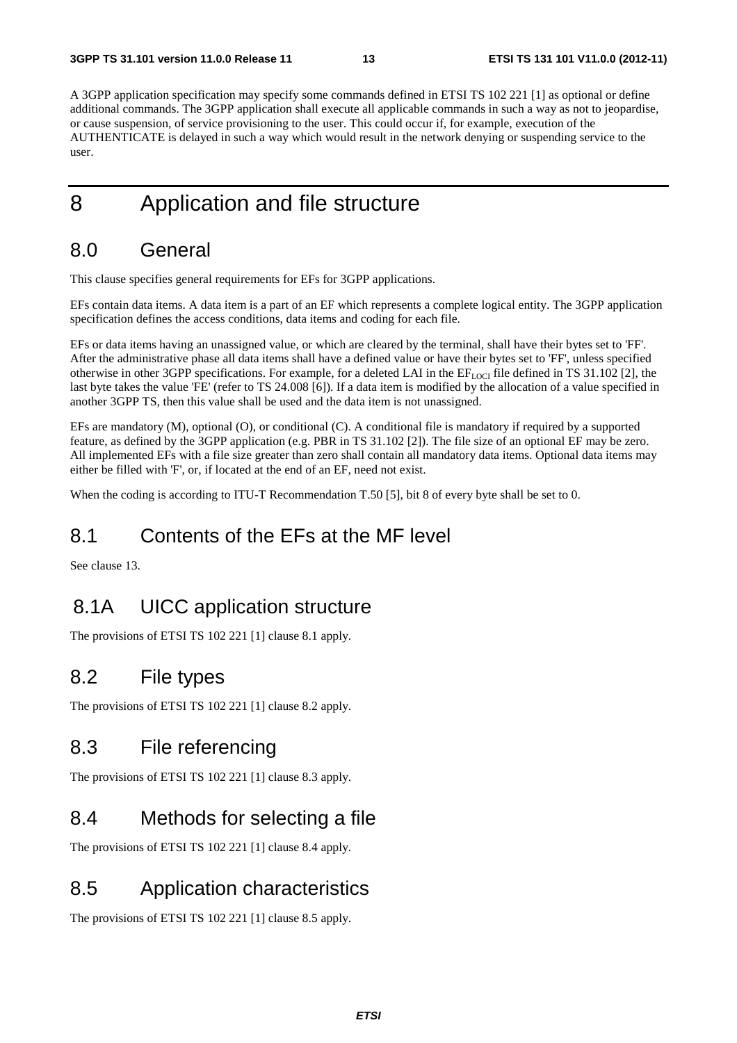A 3GPP application specification may specify some commands defined in ETSI TS 102 221 [1] as optional or define additional commands. The 3GPP application shall execute all applicable commands in such a way as not to jeopardise, or cause suspension, of service provisioning to the user. This could occur if, for example, execution of the AUTHENTICATE is delayed in such a way which would result in the network denying or suspending service to the user.

# 8 Application and file structure

## 8.0 General

This clause specifies general requirements for EFs for 3GPP applications.

EFs contain data items. A data item is a part of an EF which represents a complete logical entity. The 3GPP application specification defines the access conditions, data items and coding for each file.

EFs or data items having an unassigned value, or which are cleared by the terminal, shall have their bytes set to 'FF'. After the administrative phase all data items shall have a defined value or have their bytes set to 'FF', unless specified otherwise in other 3GPP specifications. For example, for a deleted LAI in the $EF_{LOCI}$ file defined in TS 31.102 [2], the last byte takes the value 'FE' (refer to TS 24.008 [6]). If a data item is modified by the allocation of a value specified in another 3GPP TS, then this value shall be used and the data item is not unassigned.

EFs are mandatory (M), optional (O), or conditional (C). A conditional file is mandatory if required by a supported feature, as defined by the 3GPP application (e.g. PBR in TS 31.102 [2]). The file size of an optional EF may be zero. All implemented EFs with a file size greater than zero shall contain all mandatory data items. Optional data items may either be filled with 'F', or, if located at the end of an EF, need not exist.

When the coding is according to ITU-T Recommendation T.50 [5], bit 8 of every byte shall be set to 0.

## 8.1 Contents of the EFs at the MF level

See clause 13.

## 8.1A UICC application structure

The provisions of ETSI TS 102 221 [1] clause 8.1 apply.

## 8.2 File types

The provisions of ETSI TS 102 221 [1] clause 8.2 apply.

## 8.3 File referencing

The provisions of ETSI TS 102 221 [1] clause 8.3 apply.

## 8.4 Methods for selecting a file

The provisions of ETSI TS 102 221 [1] clause 8.4 apply.

## 8.5 Application characteristics

The provisions of ETSI TS 102 221 [1] clause 8.5 apply.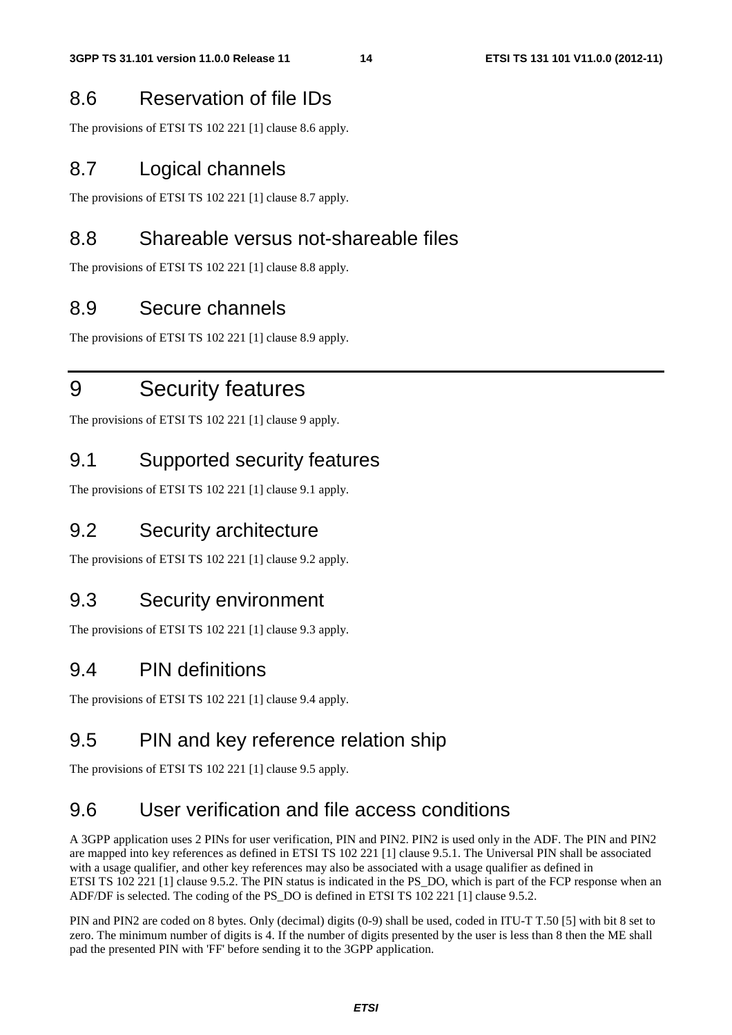## 8.6 Reservation of file IDs

The provisions of ETSI TS 102 221 [1] clause 8.6 apply.

## 8.7 Logical channels

The provisions of ETSI TS 102 221 [1] clause 8.7 apply.

## 8.8 Shareable versus not-shareable files

The provisions of ETSI TS 102 221 [1] clause 8.8 apply.

## 8.9 Secure channels

The provisions of ETSI TS 102 221 [1] clause 8.9 apply.

# 9 Security features

The provisions of ETSI TS 102 221 [1] clause 9 apply.

## 9.1 Supported security features

The provisions of ETSI TS 102 221 [1] clause 9.1 apply.

## 9.2 Security architecture

The provisions of ETSI TS 102 221 [1] clause 9.2 apply.

## 9.3 Security environment

The provisions of ETSI TS 102 221 [1] clause 9.3 apply.

## 9.4 PIN definitions

The provisions of ETSI TS 102 221 [1] clause 9.4 apply.

## 9.5 PIN and key reference relation ship

The provisions of ETSI TS 102 221 [1] clause 9.5 apply.

## 9.6 User verification and file access conditions

A 3GPP application uses 2 PINs for user verification, PIN and PIN2. PIN2 is used only in the ADF. The PIN and PIN2 are mapped into key references as defined in ETSI TS 102 221 [1] clause 9.5.1. The Universal PIN shall be associated with a usage qualifier, and other key references may also be associated with a usage qualifier as defined in ETSI TS 102 221 [1] clause 9.5.2. The PIN status is indicated in the PS_DO, which is part of the FCP response when an ADF/DF is selected. The coding of the PS_DO is defined in ETSI TS 102 221 [1] clause 9.5.2.

PIN and PIN2 are coded on 8 bytes. Only (decimal) digits (0-9) shall be used, coded in ITU-T T.50 [5] with bit 8 set to zero. The minimum number of digits is 4. If the number of digits presented by the user is less than 8 then the ME shall pad the presented PIN with 'FF' before sending it to the 3GPP application.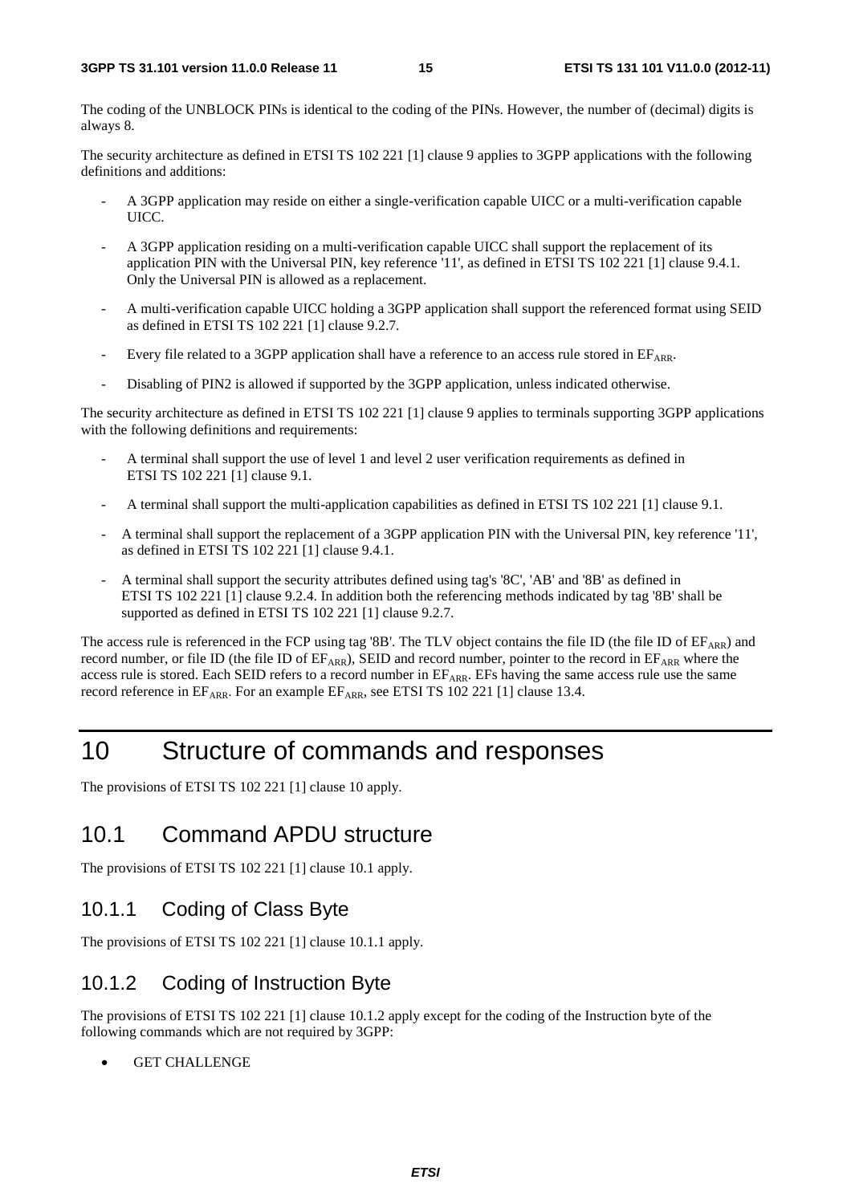The coding of the UNBLOCK PINs is identical to the coding of the PINs. However, the number of (decimal) digits is always 8.

The security architecture as defined in ETSI TS 102 221 [1] clause 9 applies to 3GPP applications with the following definitions and additions:

- A 3GPP application may reside on either a single-verification capable UICC or a multi-verification capable UICC.
- A 3GPP application residing on a multi-verification capable UICC shall support the replacement of its application PIN with the Universal PIN, key reference '11', as defined in ETSI TS 102 221 [1] clause 9.4.1. Only the Universal PIN is allowed as a replacement.
- A multi-verification capable UICC holding a 3GPP application shall support the referenced format using SEID as defined in ETSI TS 102 221 [1] clause 9.2.7.
- Every file related to a 3GPP application shall have a reference to an access rule stored in $EF_{ARR}$.
- Disabling of PIN2 is allowed if supported by the 3GPP application, unless indicated otherwise.

The security architecture as defined in ETSI TS 102 221 [1] clause 9 applies to terminals supporting 3GPP applications with the following definitions and requirements:

- A terminal shall support the use of level 1 and level 2 user verification requirements as defined in ETSI TS 102 221 [1] clause 9.1.
- A terminal shall support the multi-application capabilities as defined in ETSI TS 102 221 [1] clause 9.1.
- A terminal shall support the replacement of a 3GPP application PIN with the Universal PIN, key reference '11', as defined in ETSI TS 102 221 [1] clause 9.4.1.
- A terminal shall support the security attributes defined using tag's '8C', 'AB' and '8B' as defined in ETSI TS 102 221 [1] clause 9.2.4. In addition both the referencing methods indicated by tag '8B' shall be supported as defined in ETSI TS 102 221 [1] clause 9.2.7.

The access rule is referenced in the FCP using tag '8B'. The TLV object contains the file ID (the file ID of $EF_{ARR}$) and record number, or file ID (the file ID of $EF_{ARR}$), SEID and record number, pointer to the record in $EF_{ARR}$ where the access rule is stored. Each SEID refers to a record number in $EF_{ARR}$. EFs having the same access rule use the same record reference in $EF_{ARR}$. For an example $EF_{ARR}$, see ETSI TS 102 221 [1] clause 13.4.

# 10 Structure of commands and responses

The provisions of ETSI TS 102 221 [1] clause 10 apply.

## 10.1 Command APDU structure

The provisions of ETSI TS 102 221 [1] clause 10.1 apply.

### 10.1.1 Coding of Class Byte

The provisions of ETSI TS 102 221 [1] clause 10.1.1 apply.

### 10.1.2 Coding of Instruction Byte

The provisions of ETSI TS 102 221 [1] clause 10.1.2 apply except for the coding of the Instruction byte of the following commands which are not required by 3GPP:

- GET CHALLENGE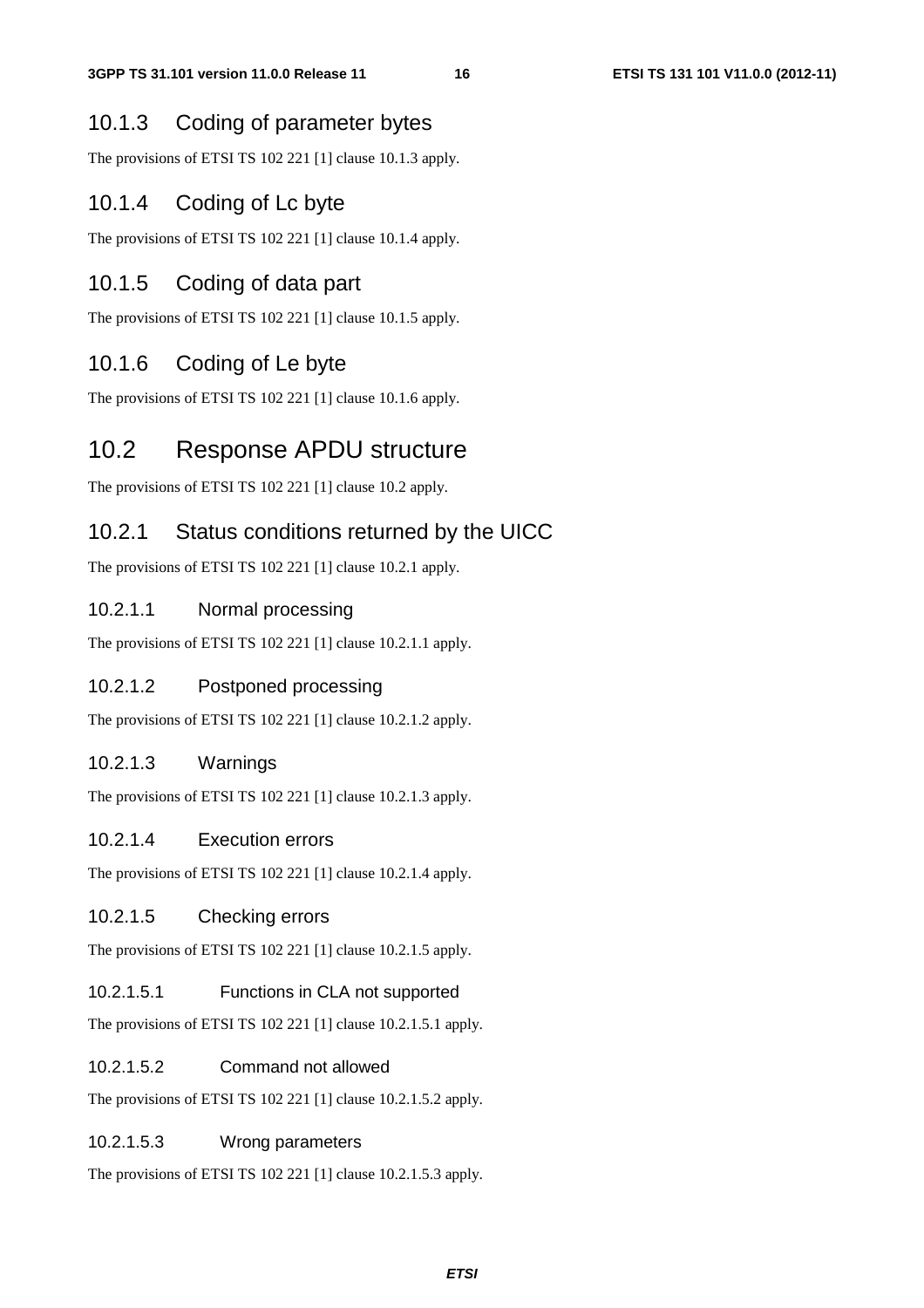### 10.1.3 Coding of parameter bytes

The provisions of ETSI TS 102 221 [1] clause 10.1.3 apply.

### 10.1.4 Coding of Lc byte

The provisions of ETSI TS 102 221 [1] clause 10.1.4 apply.

### 10.1.5 Coding of data part

The provisions of ETSI TS 102 221 [1] clause 10.1.5 apply.

### 10.1.6 Coding of Le byte

The provisions of ETSI TS 102 221 [1] clause 10.1.6 apply.

## 10.2 Response APDU structure

The provisions of ETSI TS 102 221 [1] clause 10.2 apply.

### 10.2.1 Status conditions returned by the UICC

The provisions of ETSI TS 102 221 [1] clause 10.2.1 apply.

#### 10.2.1.1 Normal processing

The provisions of ETSI TS 102 221 [1] clause 10.2.1.1 apply.

#### 10.2.1.2 Postponed processing

The provisions of ETSI TS 102 221 [1] clause 10.2.1.2 apply.

#### 10.2.1.3 Warnings

The provisions of ETSI TS 102 221 [1] clause 10.2.1.3 apply.

#### 10.2.1.4 Execution errors

The provisions of ETSI TS 102 221 [1] clause 10.2.1.4 apply.

#### 10.2.1.5 Checking errors

The provisions of ETSI TS 102 221 [1] clause 10.2.1.5 apply.

##### 10.2.1.5.1 Functions in CLA not supported

The provisions of ETSI TS 102 221 [1] clause 10.2.1.5.1 apply.

##### 10.2.1.5.2 Command not allowed

The provisions of ETSI TS 102 221 [1] clause 10.2.1.5.2 apply.

##### 10.2.1.5.3 Wrong parameters

The provisions of ETSI TS 102 221 [1] clause 10.2.1.5.3 apply.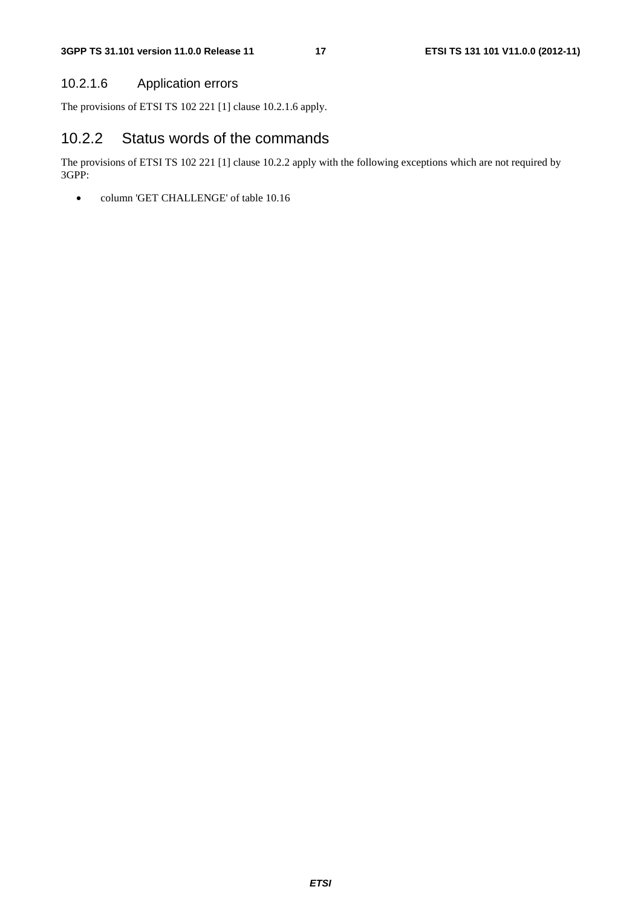#### 10.2.1.6 Application errors

The provisions of ETSI TS 102 221 [1] clause 10.2.1.6 apply.

### 10.2.2 Status words of the commands

The provisions of ETSI TS 102 221 [1] clause 10.2.2 apply with the following exceptions which are not required by 3GPP:

- column 'GET CHALLENGE' of table 10.16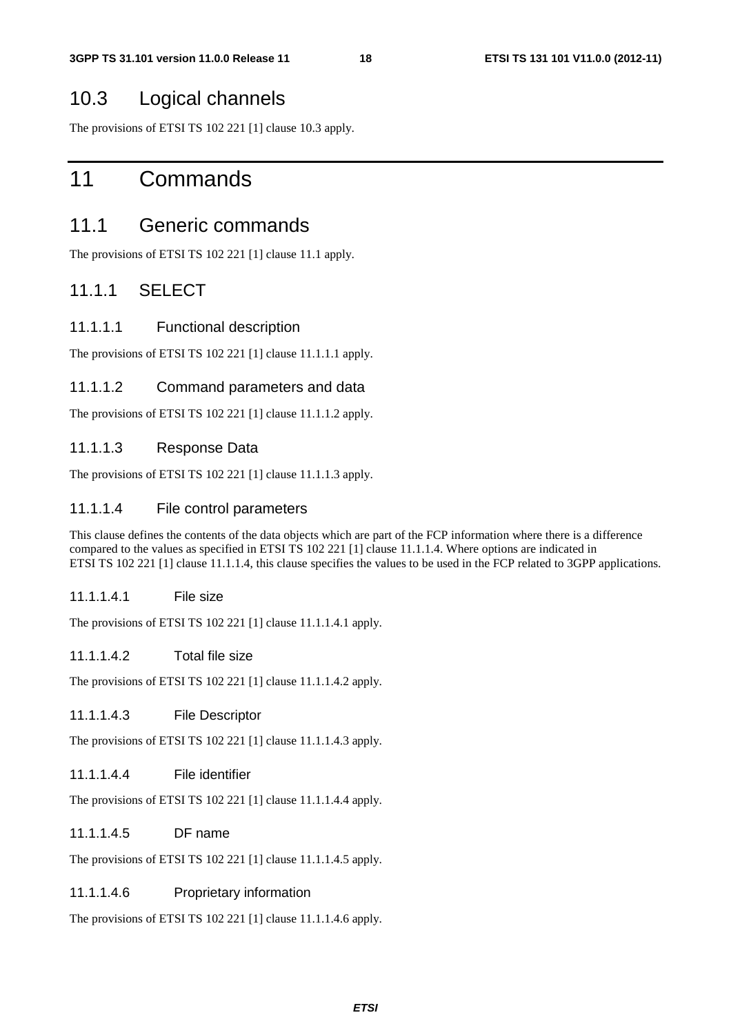## 10.3 Logical channels

The provisions of ETSI TS 102 221 [1] clause 10.3 apply.

# 11 Commands

## 11.1 Generic commands

The provisions of ETSI TS 102 221 [1] clause 11.1 apply.

### 11.1.1 SELECT

#### 11.1.1.1 Functional description

The provisions of ETSI TS 102 221 [1] clause 11.1.1.1 apply.

#### 11.1.1.2 Command parameters and data

The provisions of ETSI TS 102 221 [1] clause 11.1.1.2 apply.

#### 11.1.1.3 Response Data

The provisions of ETSI TS 102 221 [1] clause 11.1.1.3 apply.

#### 11.1.1.4 File control parameters

This clause defines the contents of the data objects which are part of the FCP information where there is a difference compared to the values as specified in ETSI TS 102 221 [1] clause 11.1.1.4. Where options are indicated in ETSI TS 102 221 [1] clause 11.1.1.4, this clause specifies the values to be used in the FCP related to 3GPP applications.

##### 11.1.1.4.1 File size

The provisions of ETSI TS 102 221 [1] clause 11.1.1.4.1 apply.

##### 11.1.1.4.2 Total file size

The provisions of ETSI TS 102 221 [1] clause 11.1.1.4.2 apply.

##### 11.1.1.4.3 File Descriptor

The provisions of ETSI TS 102 221 [1] clause 11.1.1.4.3 apply.

##### 11.1.1.4.4 File identifier

The provisions of ETSI TS 102 221 [1] clause 11.1.1.4.4 apply.

##### 11.1.1.4.5 DF name

The provisions of ETSI TS 102 221 [1] clause 11.1.1.4.5 apply.

##### 11.1.1.4.6 Proprietary information

The provisions of ETSI TS 102 221 [1] clause 11.1.1.4.6 apply.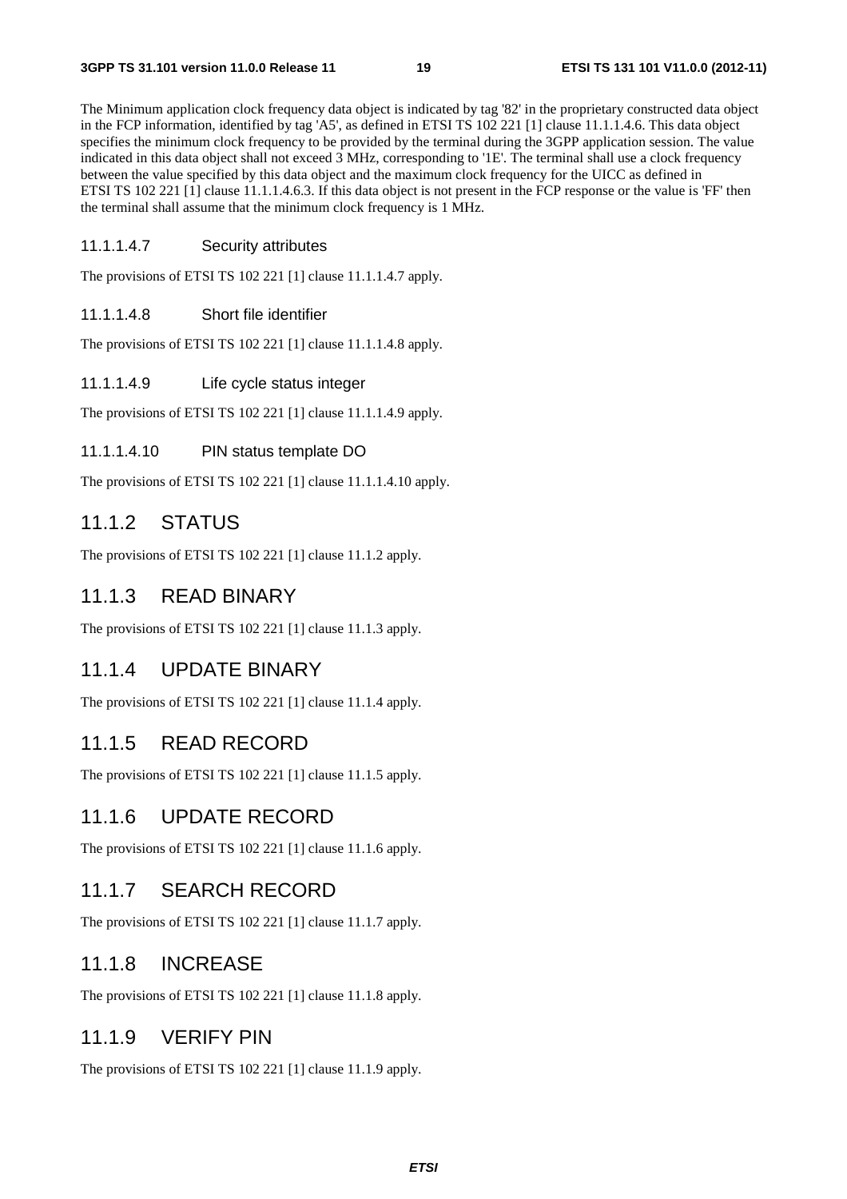The Minimum application clock frequency data object is indicated by tag '82' in the proprietary constructed data object in the FCP information, identified by tag 'A5', as defined in ETSI TS 102 221 [1] clause 11.1.1.4.6. This data object specifies the minimum clock frequency to be provided by the terminal during the 3GPP application session. The value indicated in this data object shall not exceed 3 MHz, corresponding to '1E'. The terminal shall use a clock frequency between the value specified by this data object and the maximum clock frequency for the UICC as defined in ETSI TS 102 221 [1] clause 11.1.1.4.6.3. If this data object is not present in the FCP response or the value is 'FF' then the terminal shall assume that the minimum clock frequency is 1 MHz.

##### 11.1.1.4.7 Security attributes

The provisions of ETSI TS 102 221 [1] clause 11.1.1.4.7 apply.

##### 11.1.1.4.8 Short file identifier

The provisions of ETSI TS 102 221 [1] clause 11.1.1.4.8 apply.

##### 11.1.1.4.9 Life cycle status integer

The provisions of ETSI TS 102 221 [1] clause 11.1.1.4.9 apply.

##### 11.1.1.4.10 PIN status template DO

The provisions of ETSI TS 102 221 [1] clause 11.1.1.4.10 apply.

### 11.1.2 STATUS

The provisions of ETSI TS 102 221 [1] clause 11.1.2 apply.

### 11.1.3 READ BINARY

The provisions of ETSI TS 102 221 [1] clause 11.1.3 apply.

### 11.1.4 UPDATE BINARY

The provisions of ETSI TS 102 221 [1] clause 11.1.4 apply.

### 11.1.5 READ RECORD

The provisions of ETSI TS 102 221 [1] clause 11.1.5 apply.

### 11.1.6 UPDATE RECORD

The provisions of ETSI TS 102 221 [1] clause 11.1.6 apply.

### 11.1.7 SEARCH RECORD

The provisions of ETSI TS 102 221 [1] clause 11.1.7 apply.

### 11.1.8 INCREASE

The provisions of ETSI TS 102 221 [1] clause 11.1.8 apply.

### 11.1.9 VERIFY PIN

The provisions of ETSI TS 102 221 [1] clause 11.1.9 apply.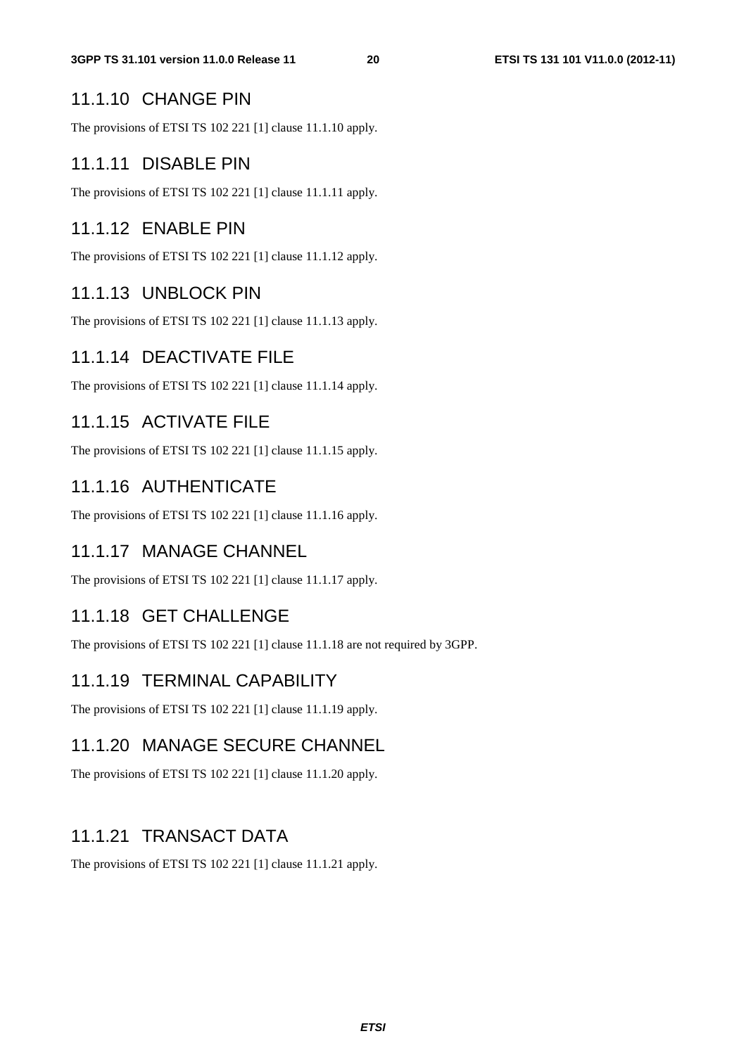### 11.1.10 CHANGE PIN

The provisions of ETSI TS 102 221 [1] clause 11.1.10 apply.

### 11.1.11 DISABLE PIN

The provisions of ETSI TS 102 221 [1] clause 11.1.11 apply.

### 11.1.12 ENABLE PIN

The provisions of ETSI TS 102 221 [1] clause 11.1.12 apply.

### 11.1.13 UNBLOCK PIN

The provisions of ETSI TS 102 221 [1] clause 11.1.13 apply.

### 11.1.14 DEACTIVATE FILE

The provisions of ETSI TS 102 221 [1] clause 11.1.14 apply.

### 11.1.15 ACTIVATE FILE

The provisions of ETSI TS 102 221 [1] clause 11.1.15 apply.

### 11.1.16 AUTHENTICATE

The provisions of ETSI TS 102 221 [1] clause 11.1.16 apply.

### 11.1.17 MANAGE CHANNEL

The provisions of ETSI TS 102 221 [1] clause 11.1.17 apply.

### 11.1.18 GET CHALLENGE

The provisions of ETSI TS 102 221 [1] clause 11.1.18 are not required by 3GPP.

### 11.1.19 TERMINAL CAPABILITY

The provisions of ETSI TS 102 221 [1] clause 11.1.19 apply.

### 11.1.20 MANAGE SECURE CHANNEL

The provisions of ETSI TS 102 221 [1] clause 11.1.20 apply.

### 11.1.21 TRANSACT DATA

The provisions of ETSI TS 102 221 [1] clause 11.1.21 apply.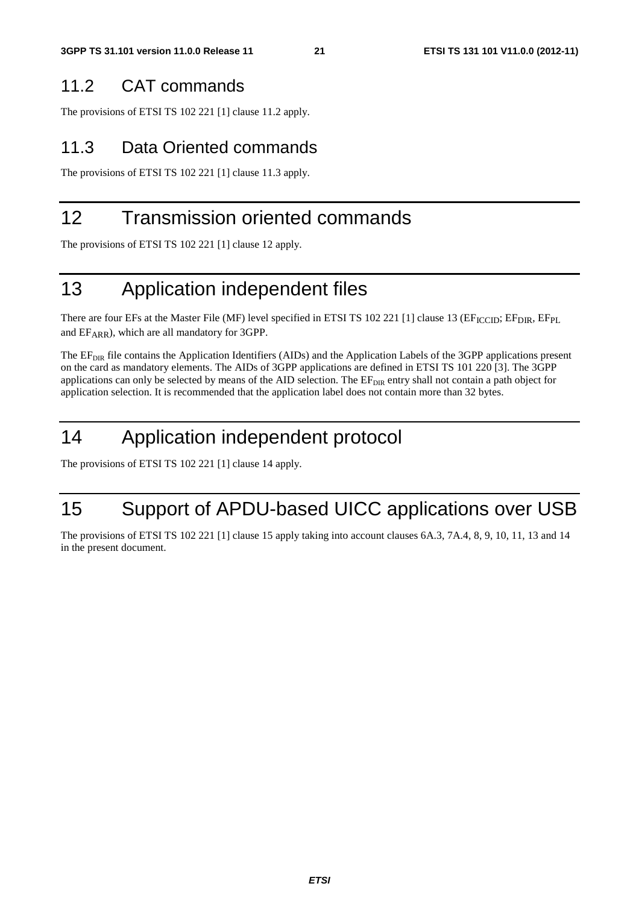## 11.2 CAT commands

The provisions of ETSI TS 102 221 [1] clause 11.2 apply.

## 11.3 Data Oriented commands

The provisions of ETSI TS 102 221 [1] clause 11.3 apply.

# 12 Transmission oriented commands

The provisions of ETSI TS 102 221 [1] clause 12 apply.

# 13 Application independent files

There are four EFs at the Master File (MF) level specified in ETSI TS 102 221 [1] clause 13 ($EF_{ICCID}$; $EF_{DIR}$, $EF_{PL}$ and $EF_{ARR}$), which are all mandatory for 3GPP.

The $EF_{DIR}$ file contains the Application Identifiers (AIDs) and the Application Labels of the 3GPP applications present on the card as mandatory elements. The AIDs of 3GPP applications are defined in ETSI TS 101 220 [3]. The 3GPP applications can only be selected by means of the AID selection. The $EF_{DIR}$ entry shall not contain a path object for application selection. It is recommended that the application label does not contain more than 32 bytes.

# 14 Application independent protocol

The provisions of ETSI TS 102 221 [1] clause 14 apply.

# 15 Support of APDU-based UICC applications over USB

The provisions of ETSI TS 102 221 [1] clause 15 apply taking into account clauses 6A.3, 7A.4, 8, 9, 10, 11, 13 and 14 in the present document.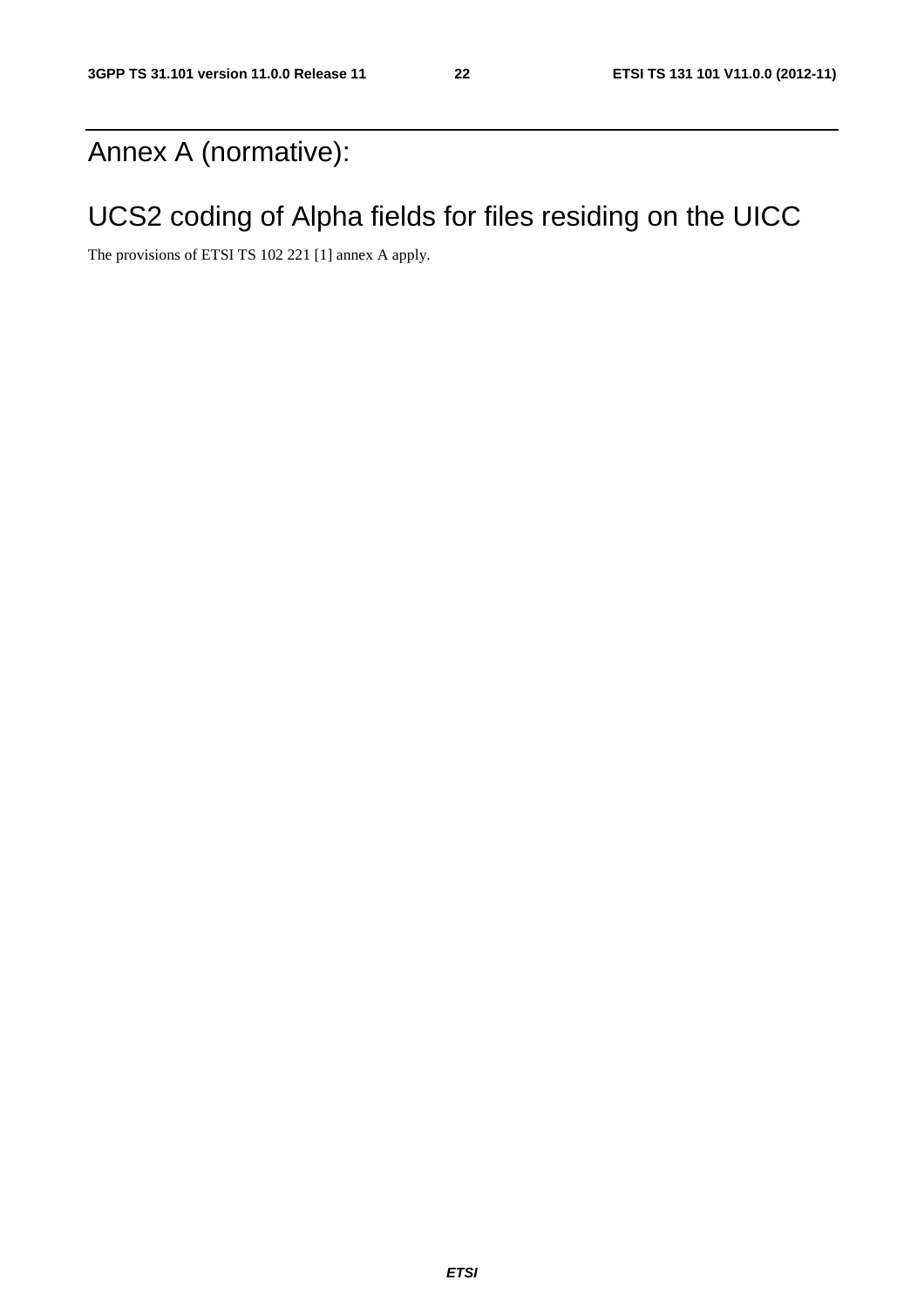# Annex A (normative):

# UCS2 coding of Alpha fields for files residing on the UICC

The provisions of ETSI TS 102 221 [1] annex A apply.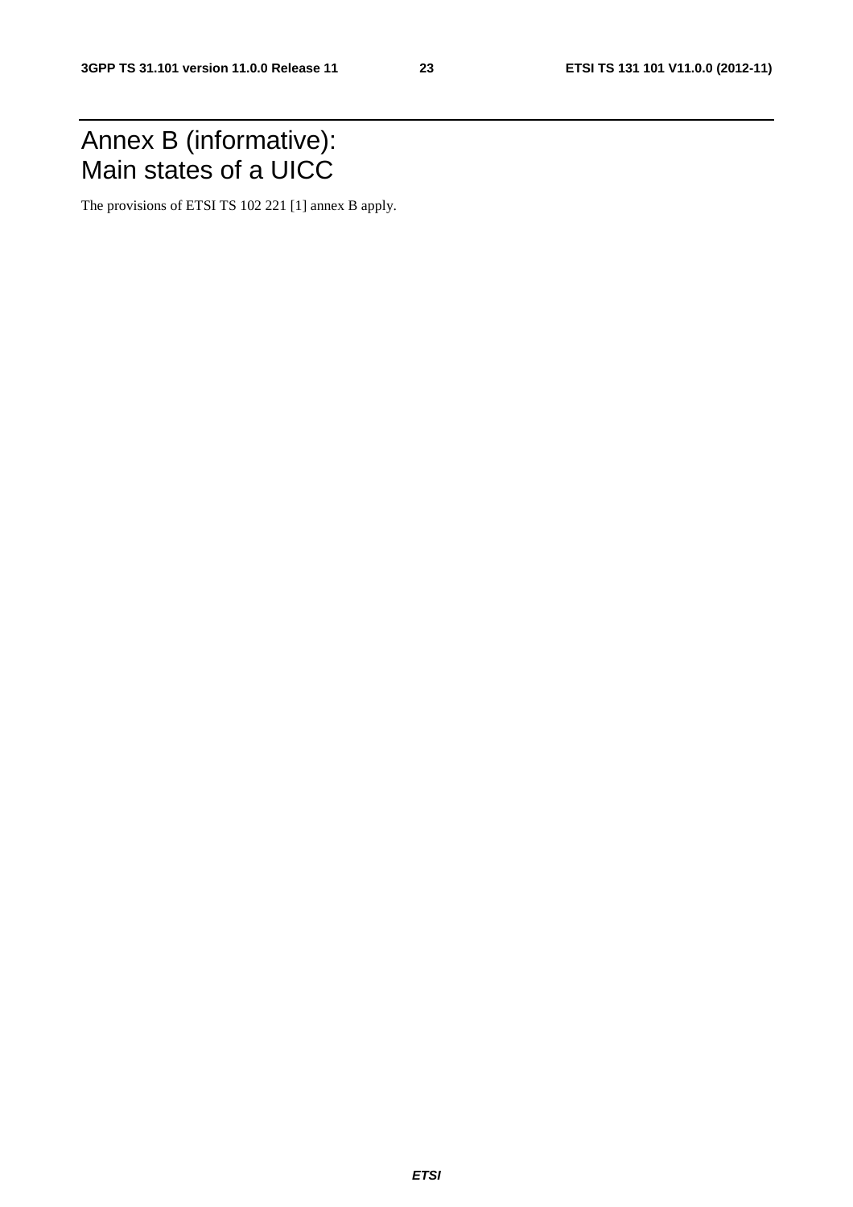# Annex B (informative): Main states of a UICC

The provisions of ETSI TS 102 221 [1] annex B apply.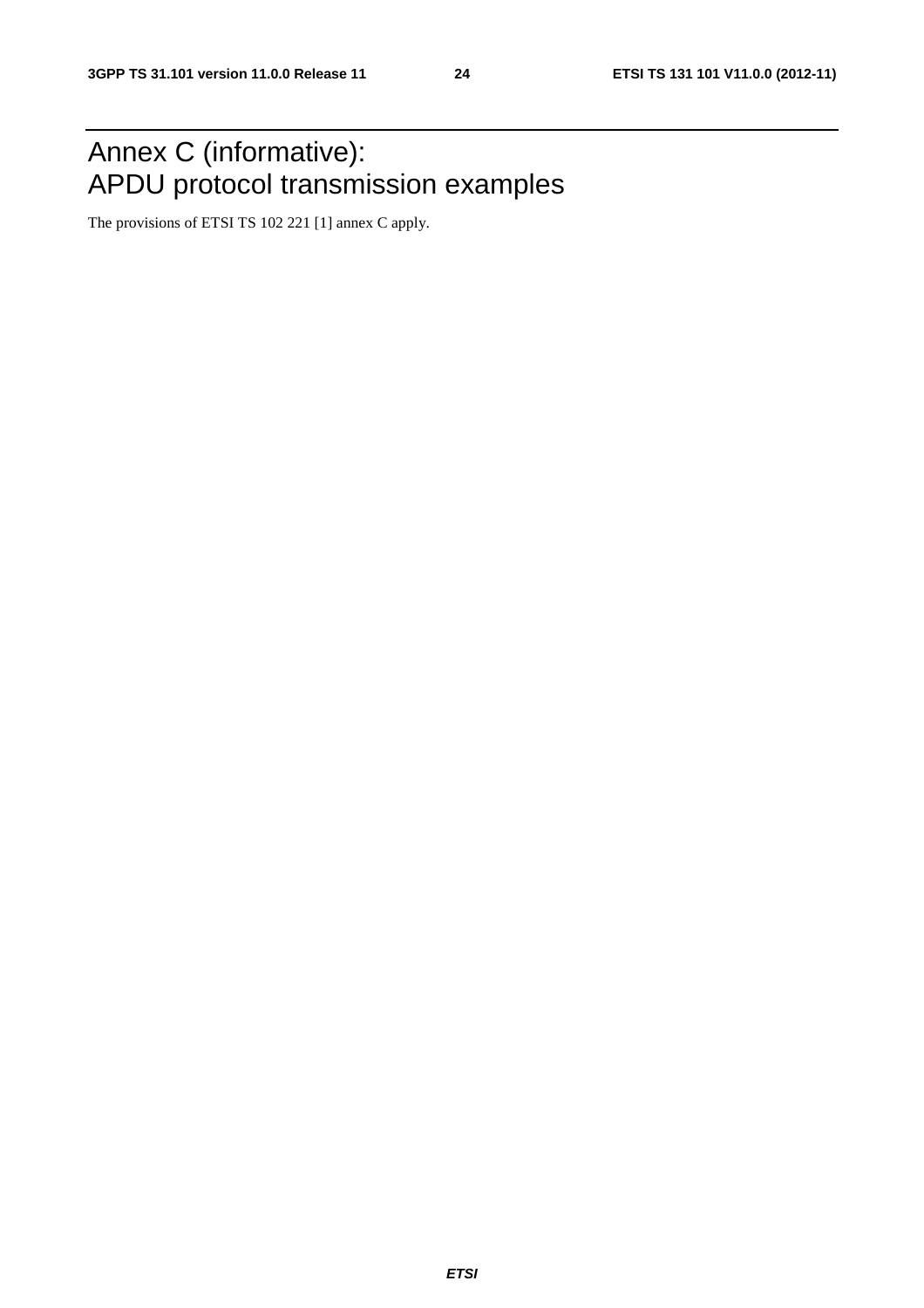# Annex C (informative): APDU protocol transmission examples

The provisions of ETSI TS 102 221 [1] annex C apply.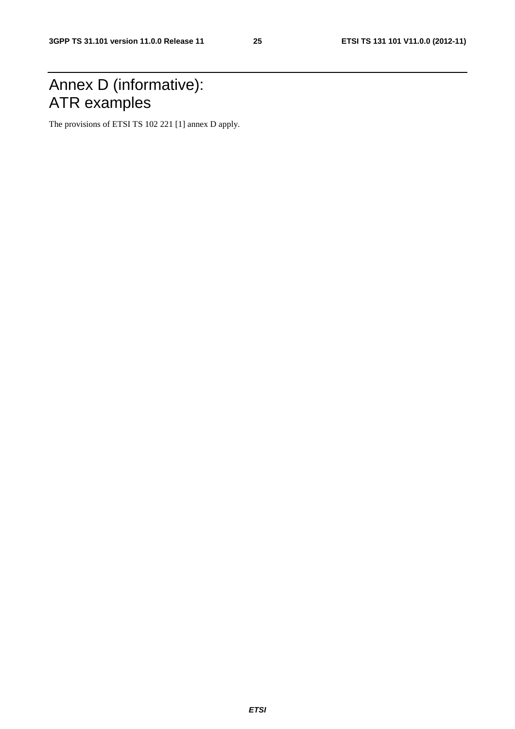# Annex D (informative): ATR examples

The provisions of ETSI TS 102 221 [1] annex D apply.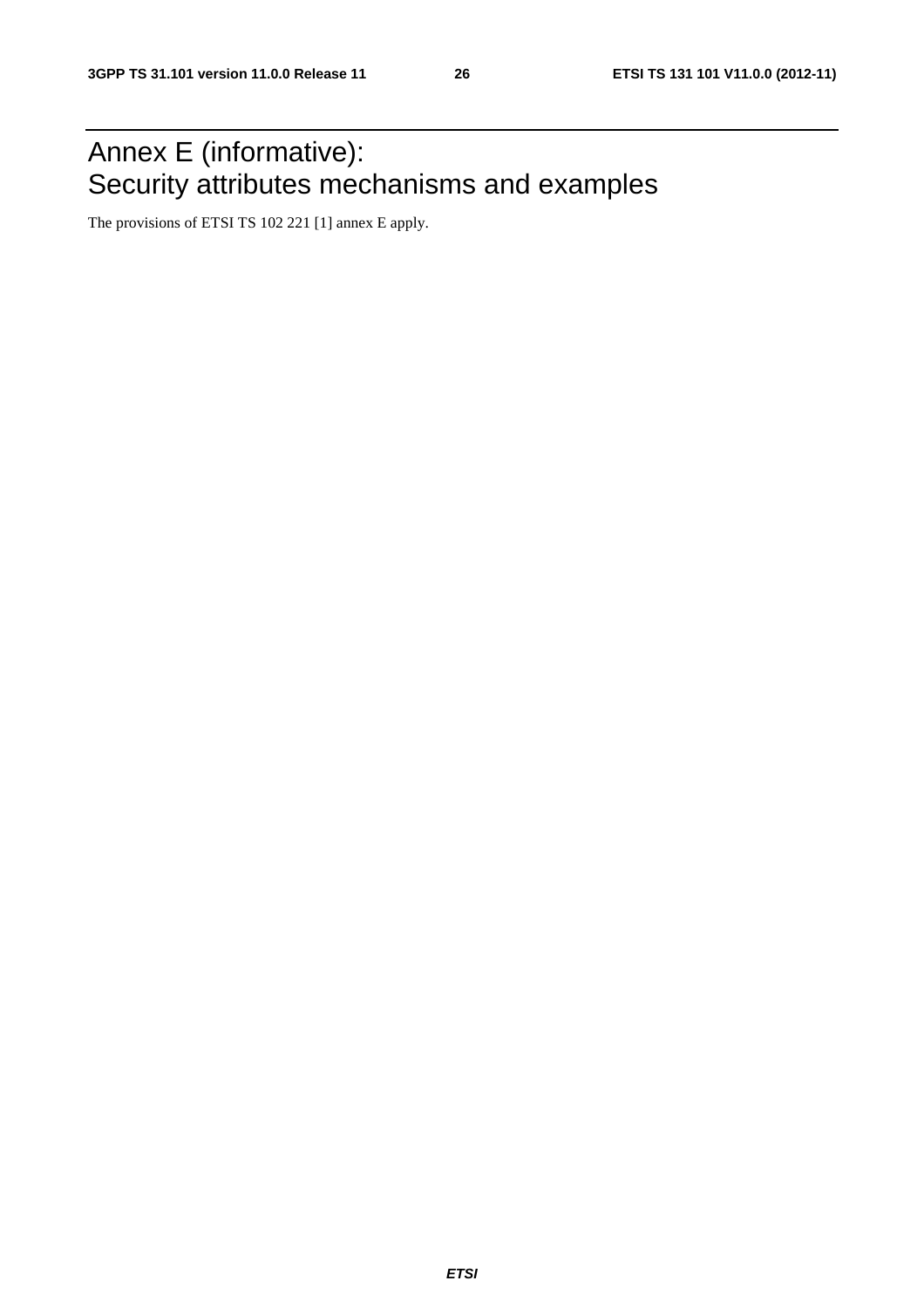# Annex E (informative): Security attributes mechanisms and examples

The provisions of ETSI TS 102 221 [1] annex E apply.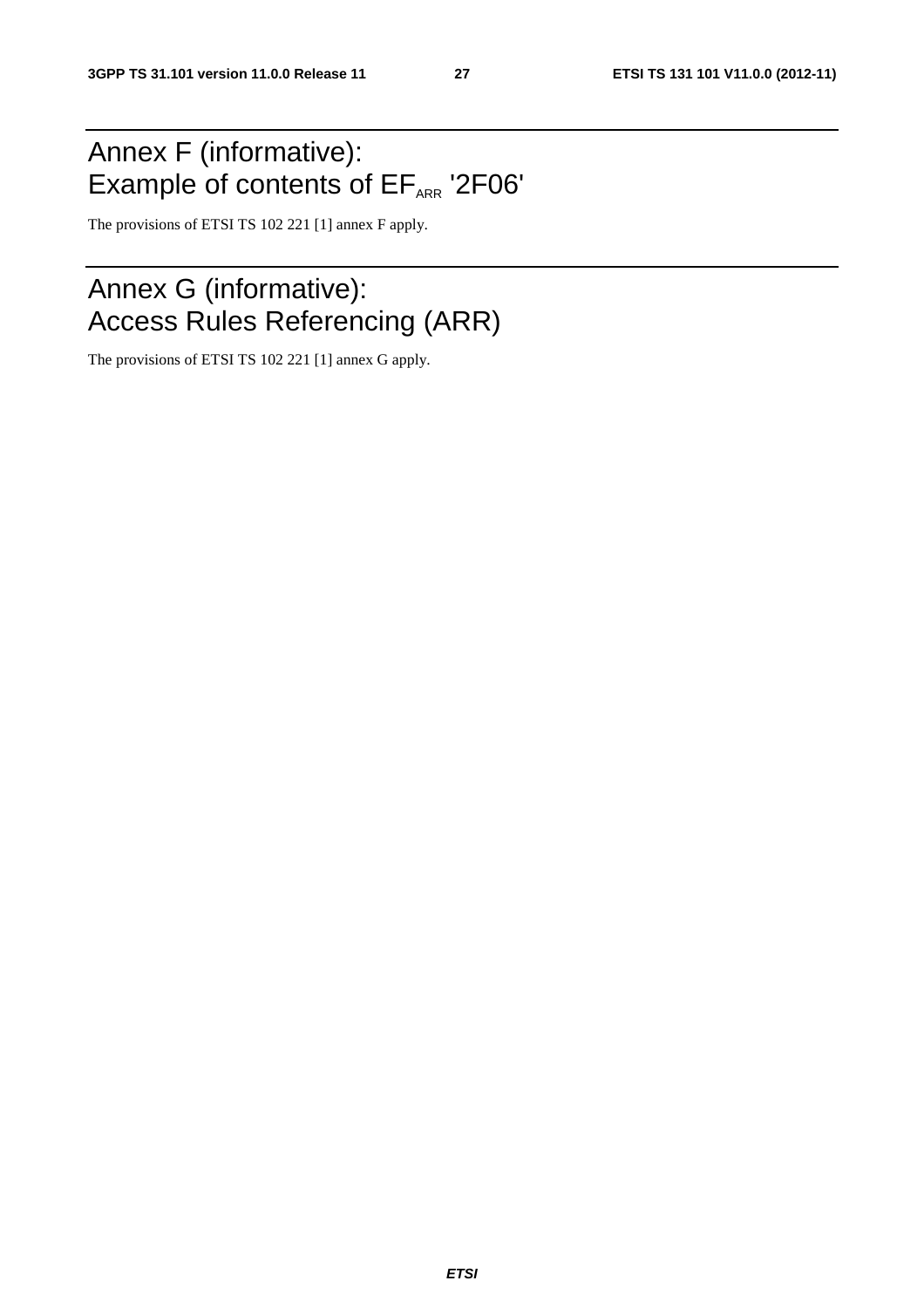# Annex F (informative): Example of contents of $EF_{ARR}$ '2F06'

The provisions of ETSI TS 102 221 [1] annex F apply.

# Annex G (informative): Access Rules Referencing (ARR)

The provisions of ETSI TS 102 221 [1] annex G apply.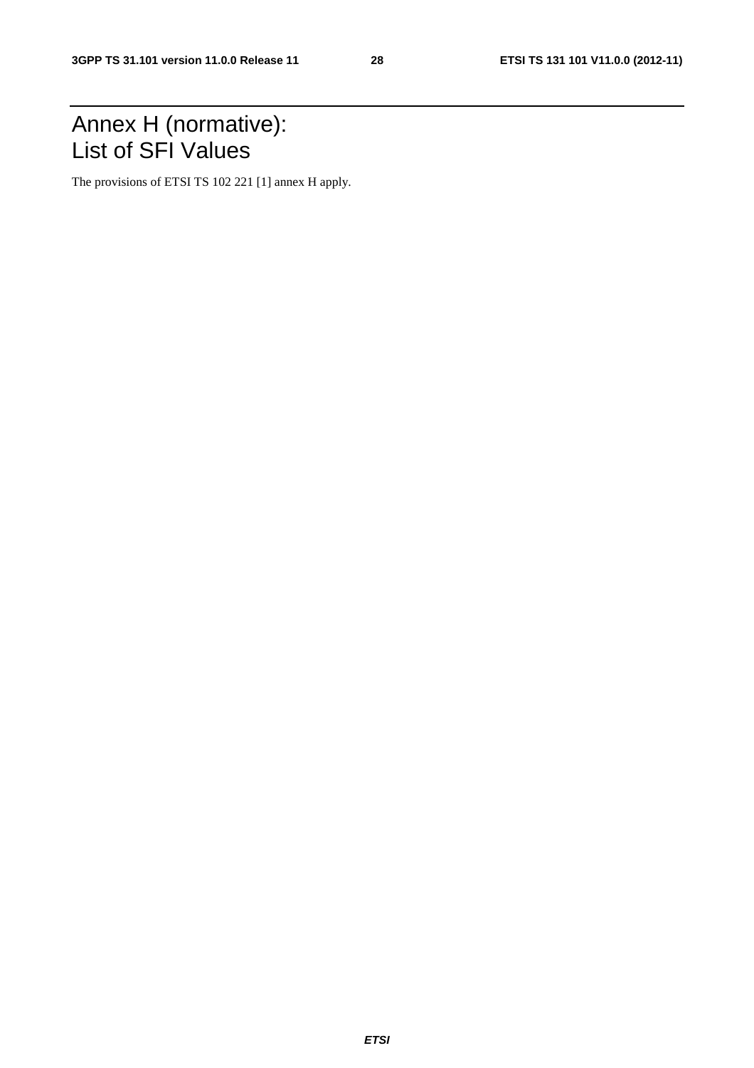# Annex H (normative): List of SFI Values

The provisions of ETSI TS 102 221 [1] annex H apply.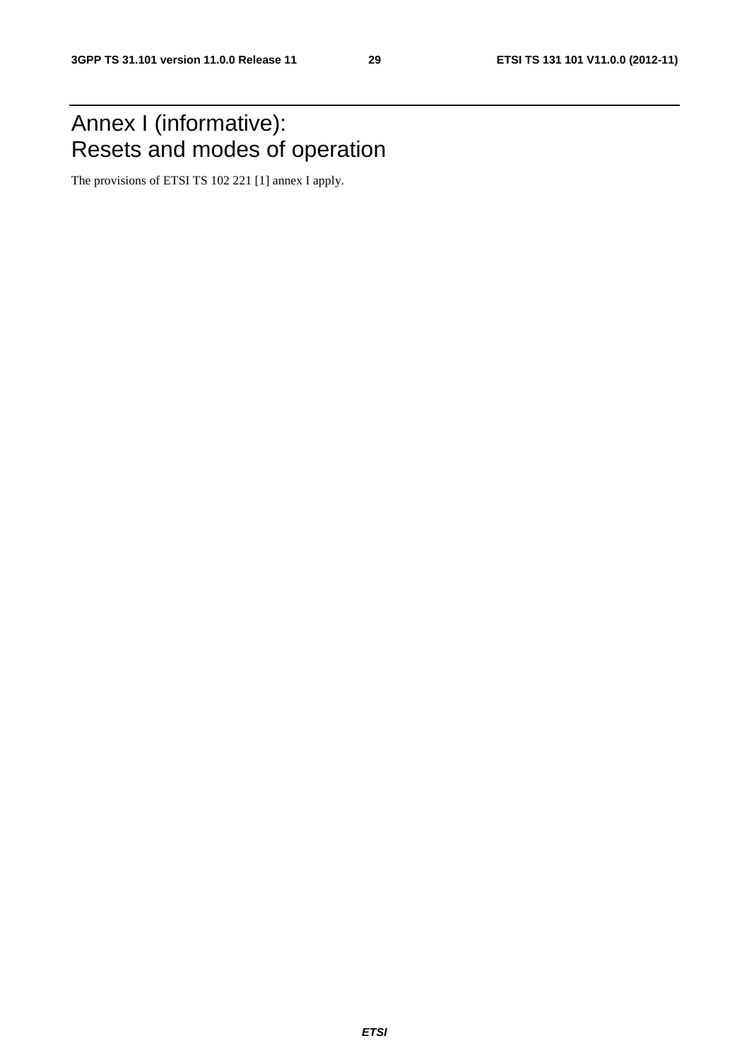# Annex I (informative): Resets and modes of operation

The provisions of ETSI TS 102 221 [1] annex I apply.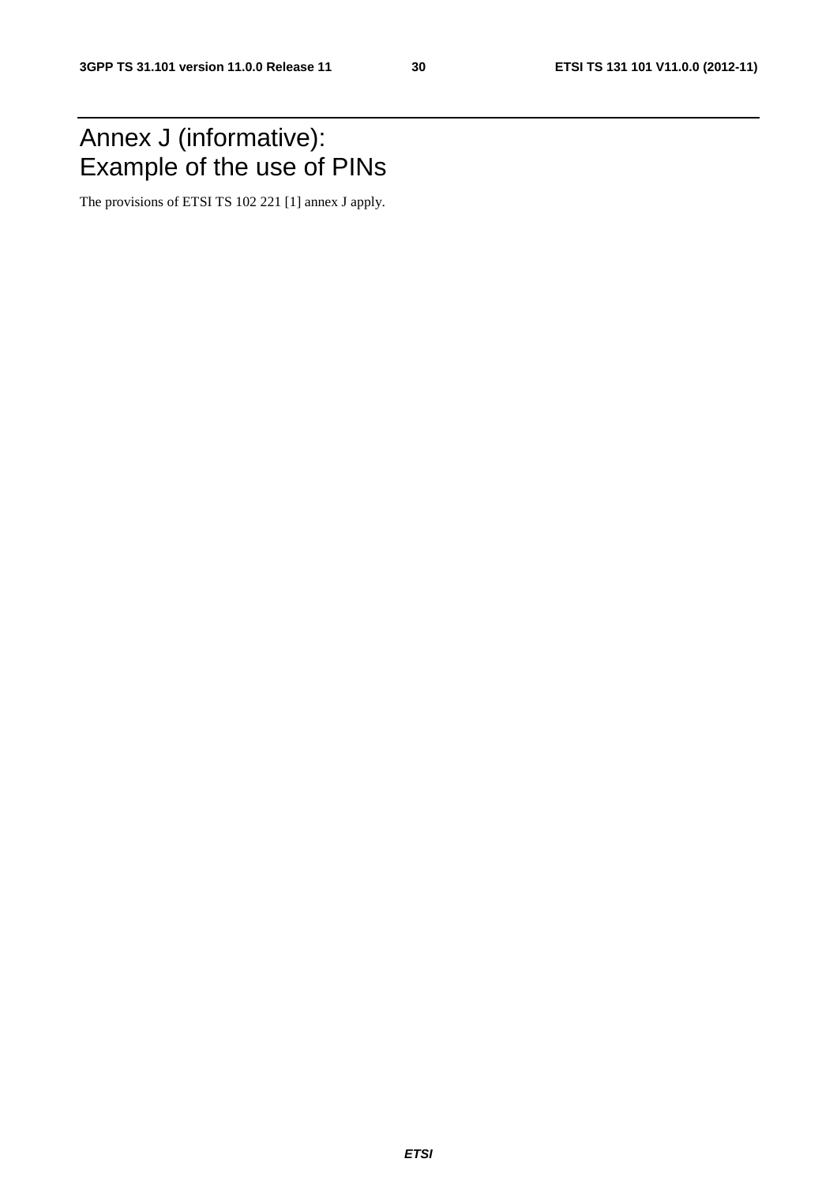# Annex J (informative): Example of the use of PINs

The provisions of ETSI TS 102 221 [1] annex J apply.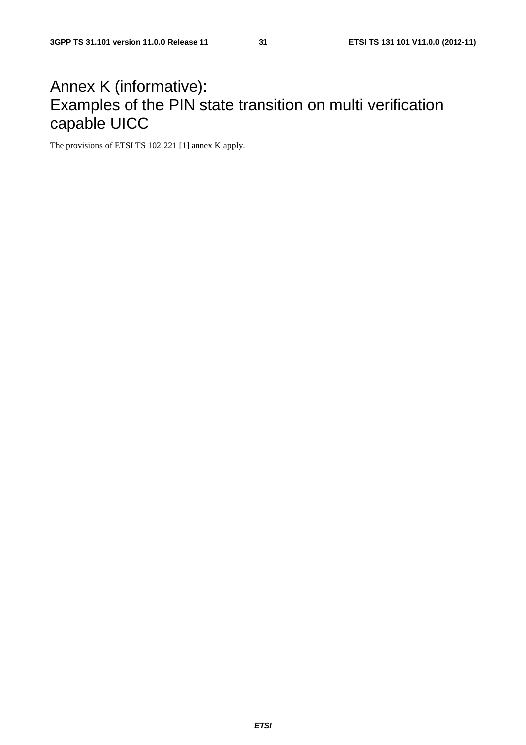# Annex K (informative): Examples of the PIN state transition on multi verification capable UICC

The provisions of ETSI TS 102 221 [1] annex K apply.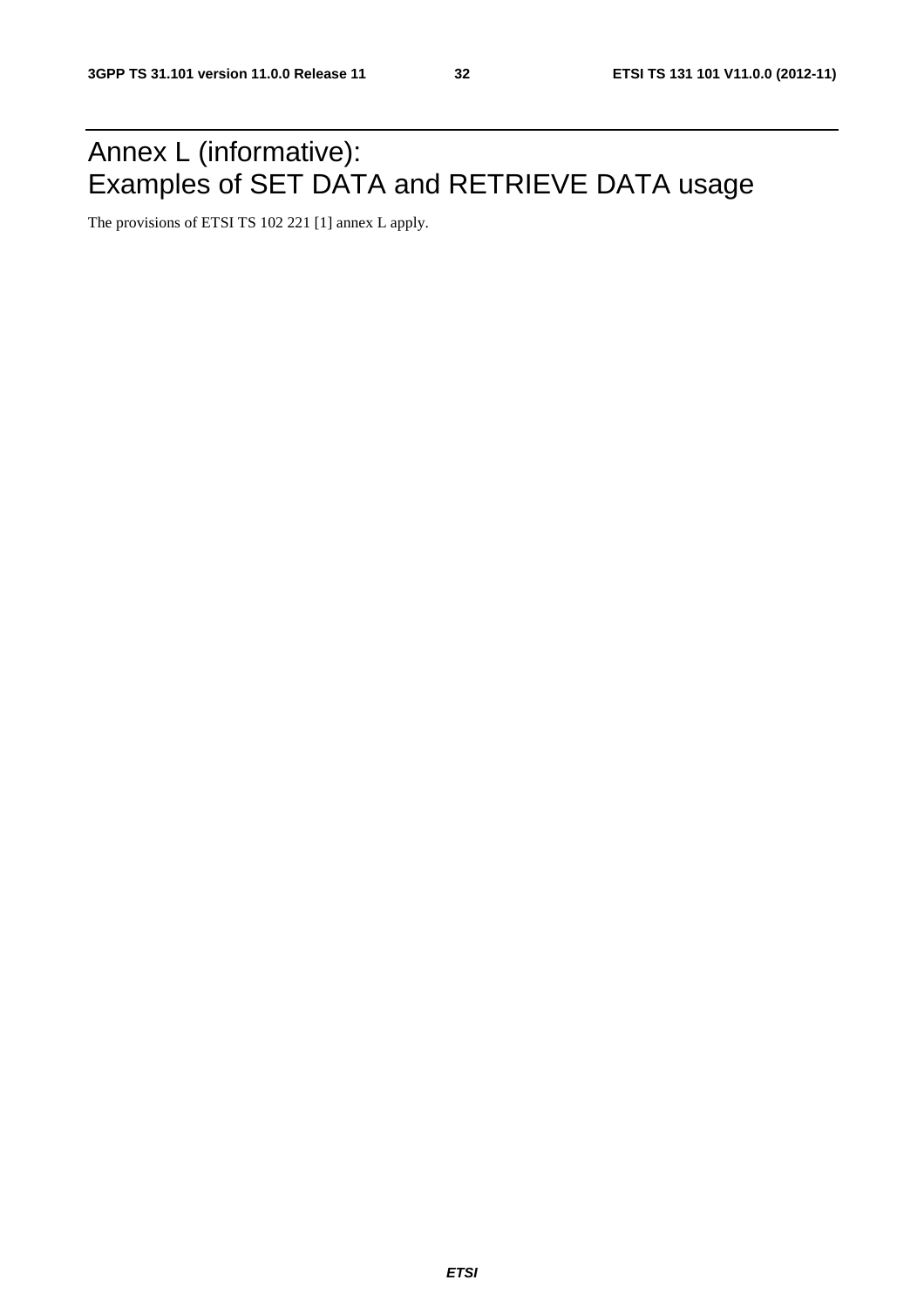# Annex L (informative): Examples of SET DATA and RETRIEVE DATA usage

The provisions of ETSI TS 102 221 [1] annex L apply.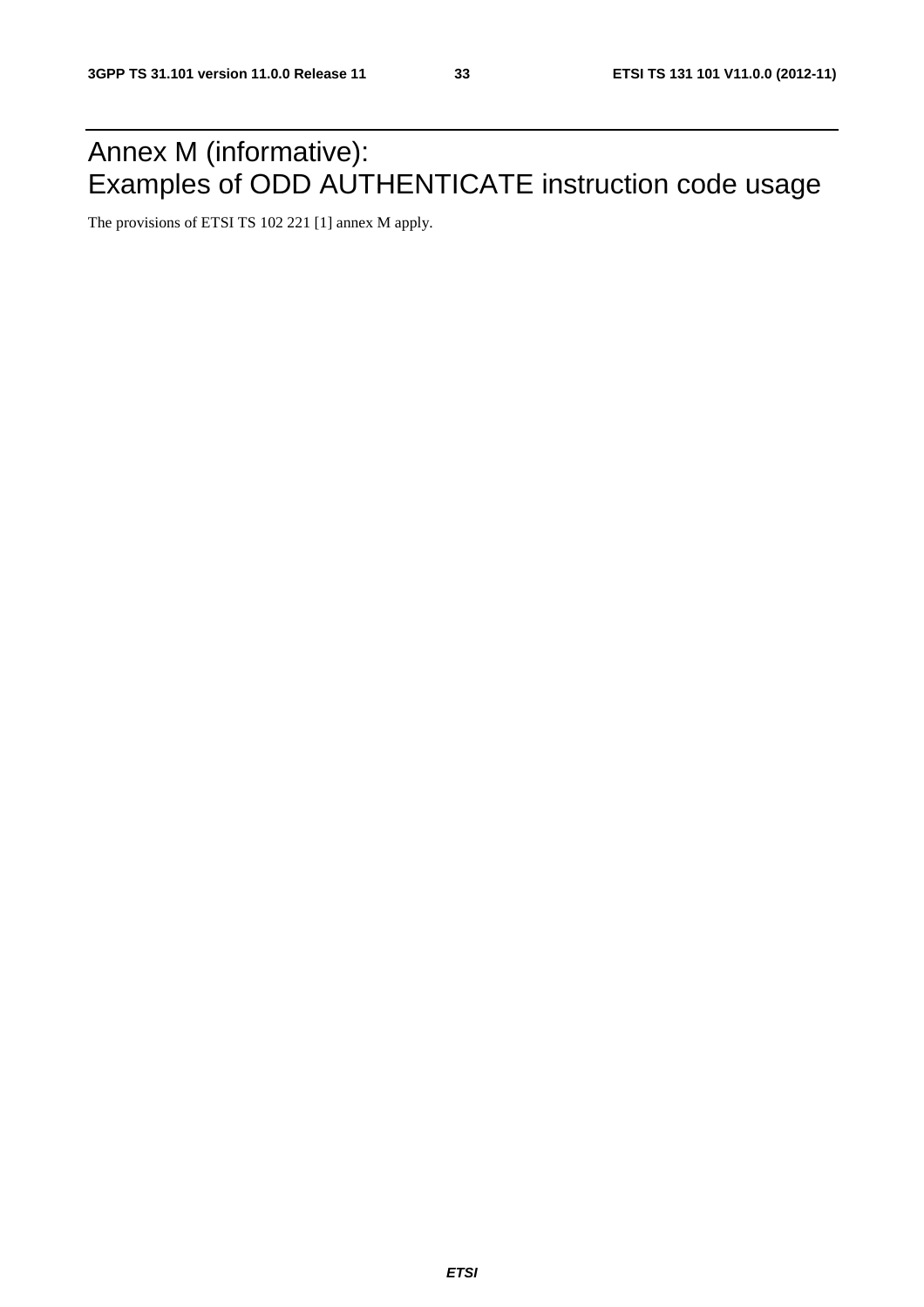# Annex M (informative): Examples of ODD AUTHENTICATE instruction code usage

The provisions of ETSI TS 102 221 [1] annex M apply.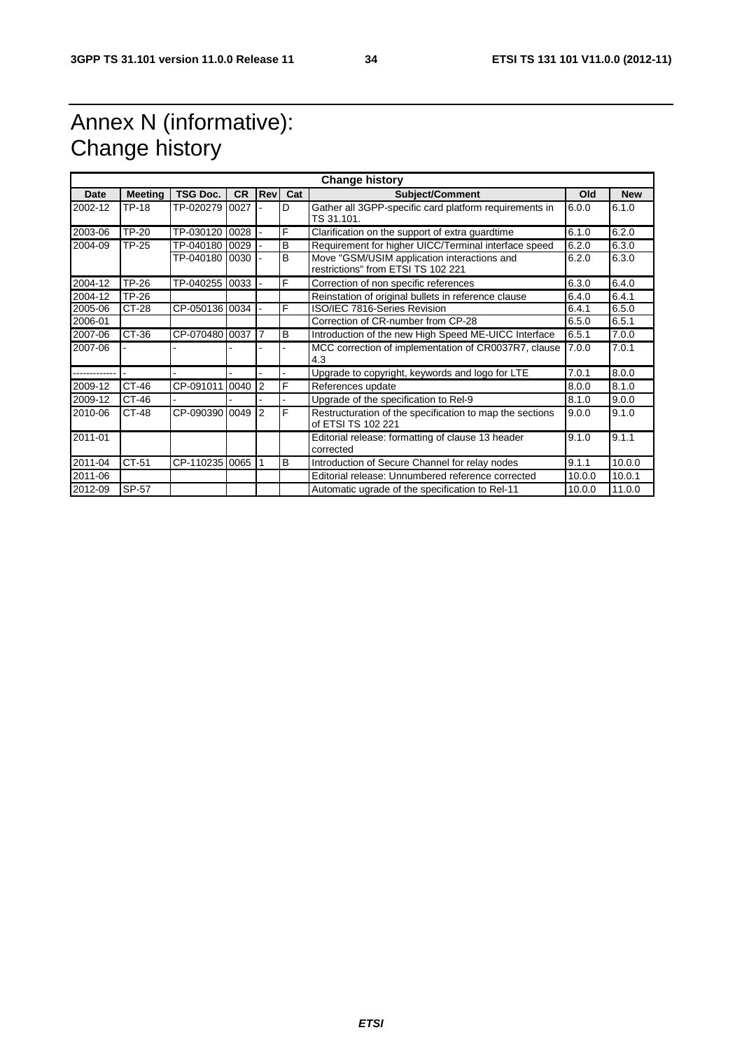# Annex N (informative): Change history

| Change history | | | | | | | | |
|---|---|---|---|---|---|---|---|---|
| **Date** | **Meeting** | **TSG Doc.** | **CR** | **Rev** | **Cat** | **Subject/Comment** | **Old** | **New** |
| 2002-12 | TP-18 | TP-020279 | 0027 | - | D | Gather all 3GPP-specific card platform requirements in TS 31.101. | 6.0.0 | 6.1.0 |
| 2003-06 | TP-20 | TP-030120 | 0028 | - | F | Clarification on the support of extra guardtime | 6.1.0 | 6.2.0 |
| 2004-09 | TP-25 | TP-040180 | 0029 | - | B | Requirement for higher UICC/Terminal interface speed | 6.2.0 | 6.3.0 |
| | | TP-040180 | 0030 | - | B | Move "GSM/USIM application interactions and restrictions" from ETSI TS 102 221 | 6.2.0 | 6.3.0 |
| 2004-12 | TP-26 | TP-040255 | 0033 | - | F | Correction of non specific references | 6.3.0 | 6.4.0 |
| 2004-12 | TP-26 | | | | | Reinstation of original bullets in reference clause | 6.4.0 | 6.4.1 |
| 2005-06 | CT-28 | CP-050136 | 0034 | - | F | ISO/IEC 7816-Series Revision | 6.4.1 | 6.5.0 |
| 2006-01 | | | | | | Correction of CR-number from CP-28 | 6.5.0 | 6.5.1 |
| 2007-06 | CT-36 | CP-070480 | 0037 | 7 | B | Introduction of the new High Speed ME-UICC Interface | 6.5.1 | 7.0.0 |
| 2007-06 | - | - | - | - | - | MCC correction of implementation of CR0037R7, clause 4.3 | 7.0.0 | 7.0.1 |
| ------------- | - | - | - | - | - | Upgrade to copyright, keywords and logo for LTE | 7.0.1 | 8.0.0 |
| 2009-12 | CT-46 | CP-091011 | 0040 | 2 | F | References update | 8.0.0 | 8.1.0 |
| 2009-12 | CT-46 | - | - | - | - | Upgrade of the specification to Rel-9 | 8.1.0 | 9.0.0 |
| 2010-06 | CT-48 | CP-090390 | 0049 | 2 | F | Restructuration of the specification to map the sections of ETSI TS 102 221 | 9.0.0 | 9.1.0 |
| 2011-01 | | | | | | Editorial release: formatting of clause 13 header corrected | 9.1.0 | 9.1.1 |
| 2011-04 | CT-51 | CP-110235 | 0065 | 1 | B | Introduction of Secure Channel for relay nodes | 9.1.1 | 10.0.0 |
| 2011-06 | | | | | | Editorial release: Unnumbered reference corrected | 10.0.0 | 10.0.1 |
| 2012-09 | SP-57 | | | | | Automatic ugrade of the specification to Rel-11 | 10.0.0 | 11.0.0 |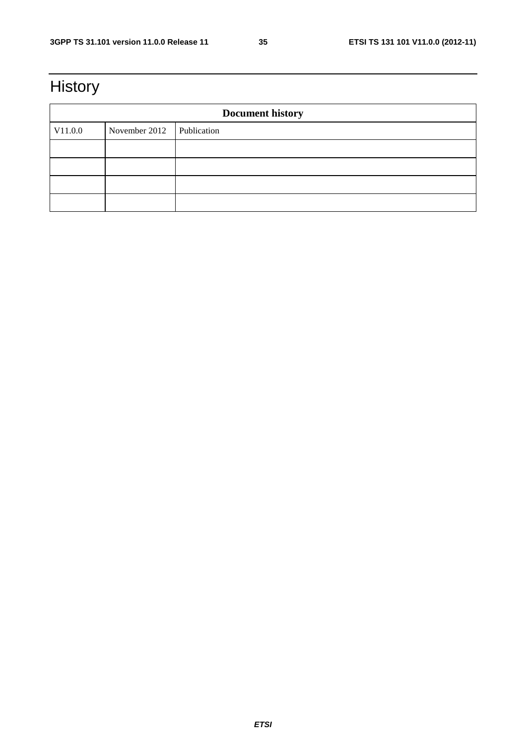# History

| Document history | | |
| --- | --- | --- |
| V11.0.0 | November 2012 | Publication |
| | | |
| | | |
| | | |
| | | |